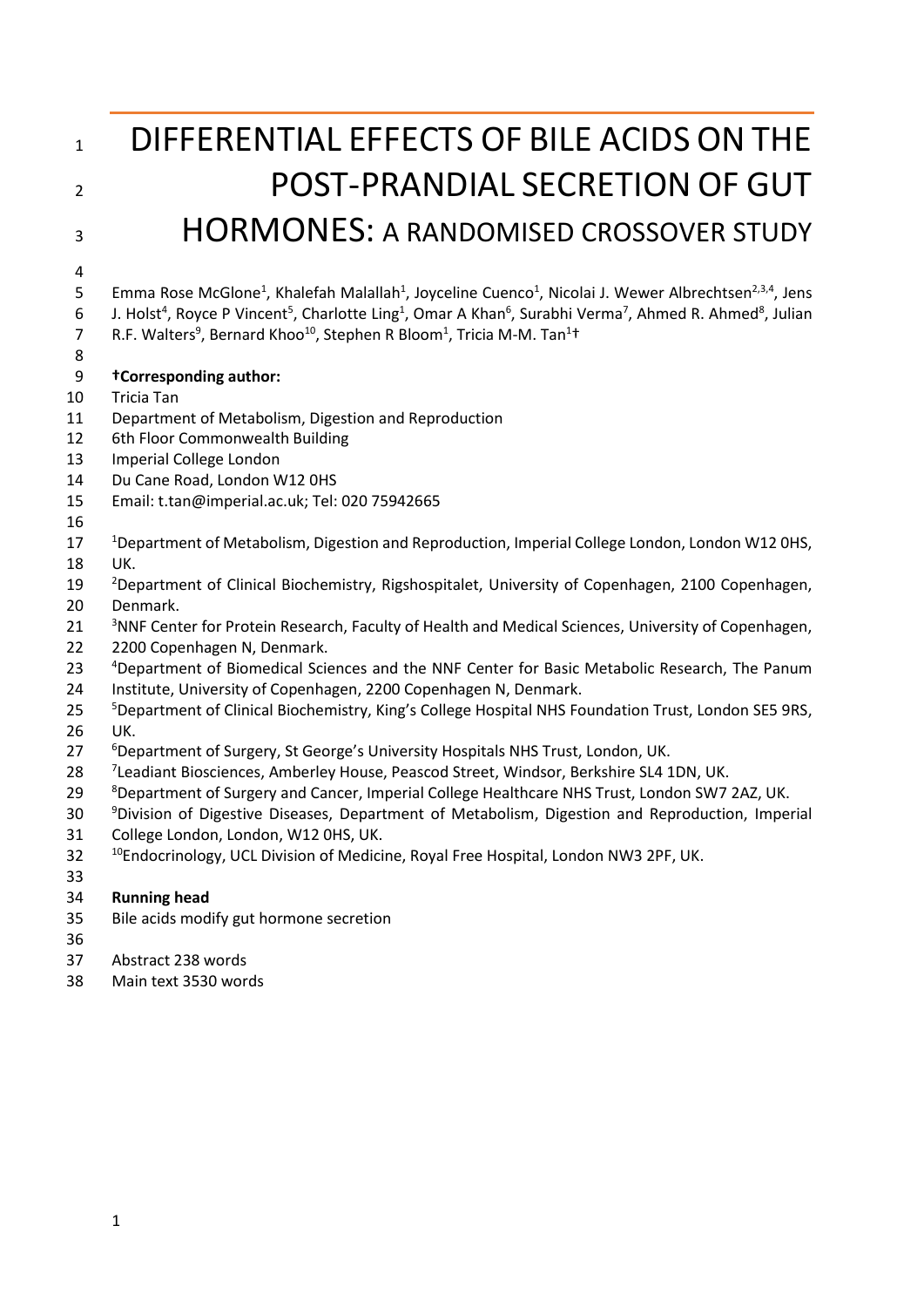# DIFFERENTIAL EFFECTS OF BILE ACIDS ON THE POST-PRANDIAL SECRETION OF GUT HORMONES: A RANDOMISED CROSSOVER STUDY

Emma Rose McGlone[1], Khalefah Malallah[1], Joyceline Cuenco[1], Nicolai J. Wewer Albrechtsen[2,3,4], Jens J. Holst[4], Royce P Vincent[5], Charlotte Ling[1], Omar A Khan[6], Surabhi Verma[7], Ahmed R. Ahmed[8], Julian R.F. Walters[9], Bernard Khoo[10], Stephen R Bloom[1], Tricia M-M. Tan[1]†

**†Corresponding author:**
Tricia Tan
Department of Metabolism, Digestion and Reproduction
6th Floor Commonwealth Building
Imperial College London
Du Cane Road, London W12 0HS
Email: t.tan@imperial.ac.uk; Tel: 020 75942665

[1]Department of Metabolism, Digestion and Reproduction, Imperial College London, London W12 0HS, UK.
[2]Department of Clinical Biochemistry, Rigshospitalet, University of Copenhagen, 2100 Copenhagen, Denmark.
[3]NNF Center for Protein Research, Faculty of Health and Medical Sciences, University of Copenhagen, 2200 Copenhagen N, Denmark.
[4]Department of Biomedical Sciences and the NNF Center for Basic Metabolic Research, The Panum Institute, University of Copenhagen, 2200 Copenhagen N, Denmark.
[5]Department of Clinical Biochemistry, King's College Hospital NHS Foundation Trust, London SE5 9RS, UK.
[6]Department of Surgery, St George's University Hospitals NHS Trust, London, UK.
[7]Leadiant Biosciences, Amberley House, Peascod Street, Windsor, Berkshire SL4 1DN, UK.
[8]Department of Surgery and Cancer, Imperial College Healthcare NHS Trust, London SW7 2AZ, UK.
[9]Division of Digestive Diseases, Department of Metabolism, Digestion and Reproduction, Imperial College London, London, W12 0HS, UK.
[10]Endocrinology, UCL Division of Medicine, Royal Free Hospital, London NW3 2PF, UK.

**Running head**
Bile acids modify gut hormone secretion

Abstract 238 words
Main text 3530 words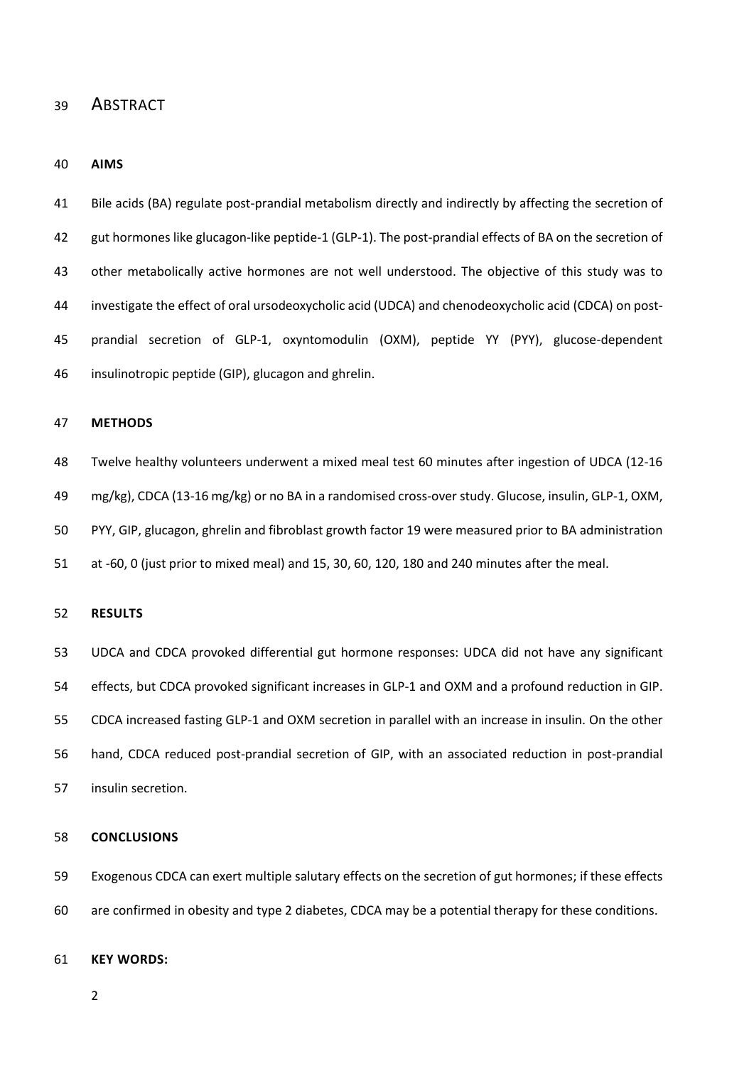# ABSTRACT

**AIMS**

Bile acids (BA) regulate post-prandial metabolism directly and indirectly by affecting the secretion of gut hormones like glucagon-like peptide-1 (GLP-1). The post-prandial effects of BA on the secretion of other metabolically active hormones are not well understood. The objective of this study was to investigate the effect of oral ursodeoxycholic acid (UDCA) and chenodeoxycholic acid (CDCA) on post-prandial secretion of GLP-1, oxyntomodulin (OXM), peptide YY (PYY), glucose-dependent insulinotropic peptide (GIP), glucagon and ghrelin.

**METHODS**

Twelve healthy volunteers underwent a mixed meal test 60 minutes after ingestion of UDCA (12-16 mg/kg), CDCA (13-16 mg/kg) or no BA in a randomised cross-over study. Glucose, insulin, GLP-1, OXM, PYY, GIP, glucagon, ghrelin and fibroblast growth factor 19 were measured prior to BA administration at -60, 0 (just prior to mixed meal) and 15, 30, 60, 120, 180 and 240 minutes after the meal.

**RESULTS**

UDCA and CDCA provoked differential gut hormone responses: UDCA did not have any significant effects, but CDCA provoked significant increases in GLP-1 and OXM and a profound reduction in GIP. CDCA increased fasting GLP-1 and OXM secretion in parallel with an increase in insulin. On the other hand, CDCA reduced post-prandial secretion of GIP, with an associated reduction in post-prandial insulin secretion.

**CONCLUSIONS**

Exogenous CDCA can exert multiple salutary effects on the secretion of gut hormones; if these effects are confirmed in obesity and type 2 diabetes, CDCA may be a potential therapy for these conditions.

**KEY WORDS:**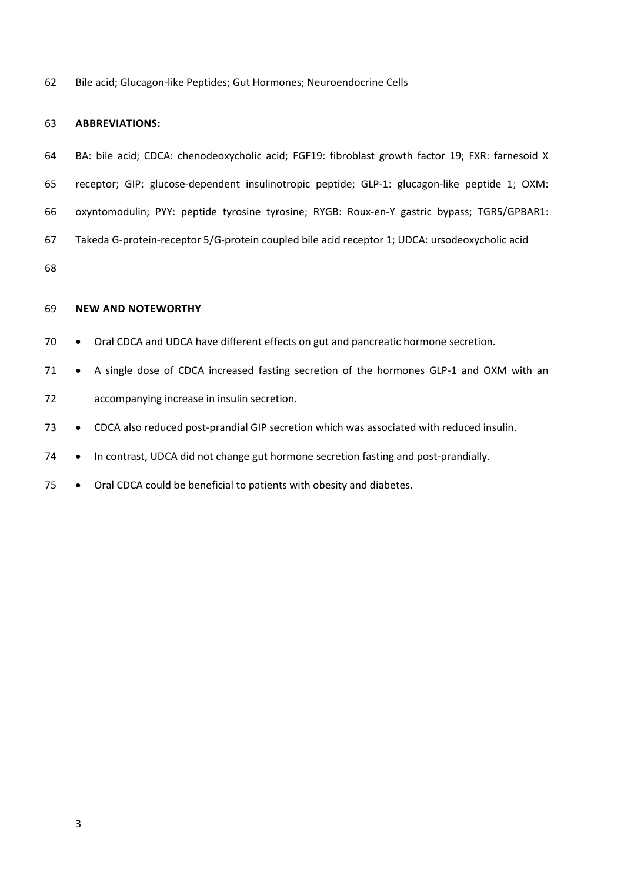Bile acid; Glucagon-like Peptides; Gut Hormones; Neuroendocrine Cells

**ABBREVIATIONS:**

BA: bile acid; CDCA: chenodeoxycholic acid; FGF19: fibroblast growth factor 19; FXR: farnesoid X receptor; GIP: glucose-dependent insulinotropic peptide; GLP-1: glucagon-like peptide 1; OXM: oxyntomodulin; PYY: peptide tyrosine tyrosine; RYGB: Roux-en-Y gastric bypass; TGR5/GPBAR1: Takeda G-protein-receptor 5/G-protein coupled bile acid receptor 1; UDCA: ursodeoxycholic acid

**NEW AND NOTEWORTHY**

- Oral CDCA and UDCA have different effects on gut and pancreatic hormone secretion.
- A single dose of CDCA increased fasting secretion of the hormones GLP-1 and OXM with an accompanying increase in insulin secretion.
- CDCA also reduced post-prandial GIP secretion which was associated with reduced insulin.
- In contrast, UDCA did not change gut hormone secretion fasting and post-prandially.
- Oral CDCA could be beneficial to patients with obesity and diabetes.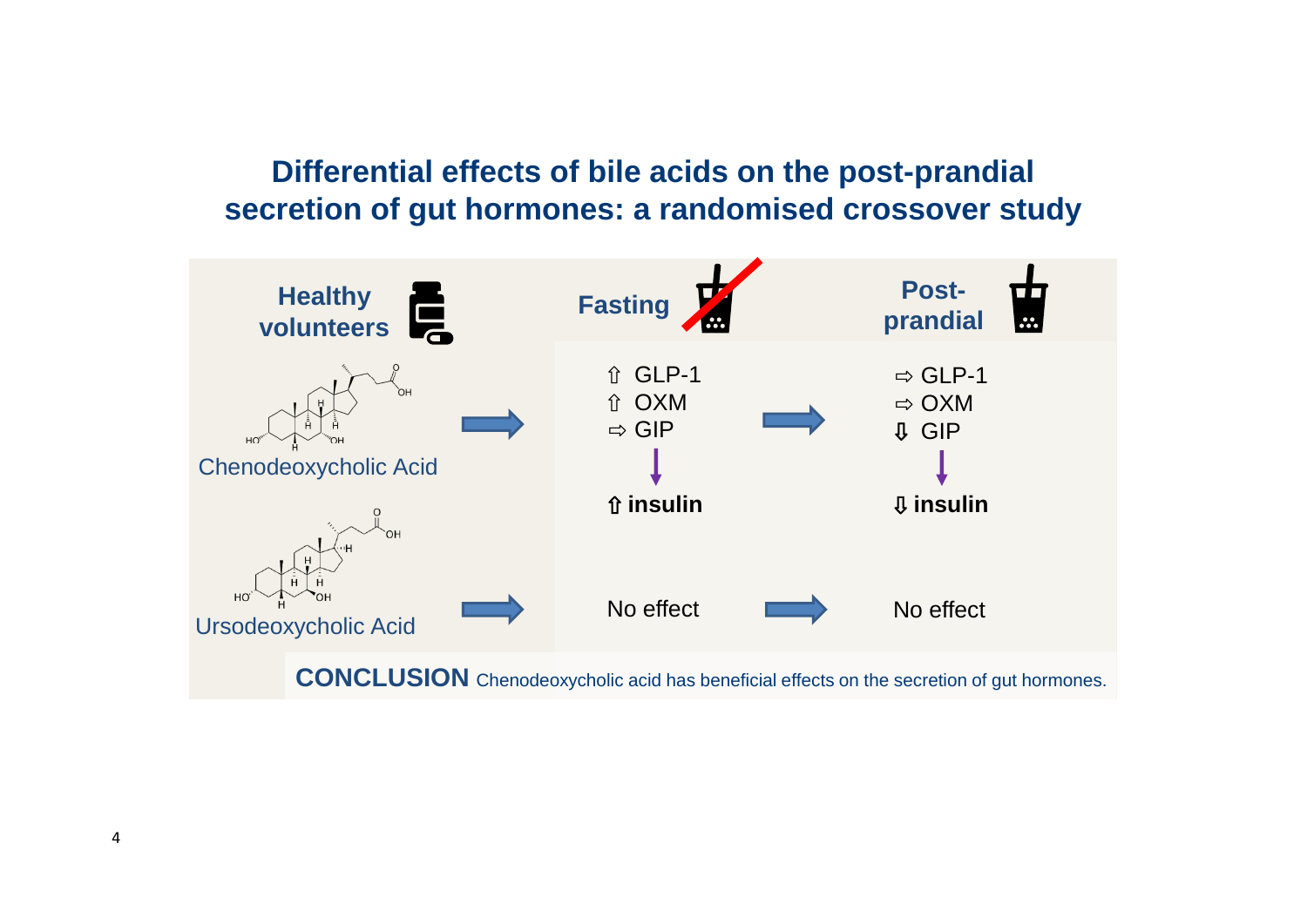## Differential effects of bile acids on the post-prandial secretion of gut hormones: a randomised crossover study

| Healthy volunteers | Fasting | Post-prandial |
| --- | --- | --- |
| Chenodeoxycholic Acid | ⇧ GLP-1<br>⇧ OXM<br>⇨ GIP<br>↓<br>**⇧ insulin** | ⇨ GLP-1<br>⇨ OXM<br>⇩ GIP<br>↓<br>**⇩ insulin** |
| Ursodeoxycholic Acid | No effect | No effect |

**CONCLUSION** Chenodeoxycholic acid has beneficial effects on the secretion of gut hormones.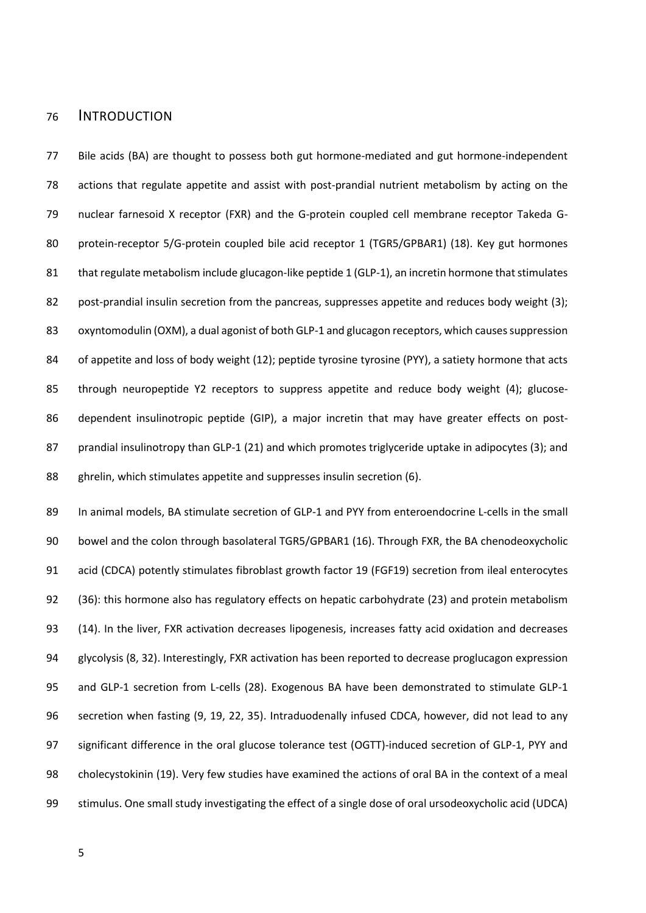# INTRODUCTION

Bile acids (BA) are thought to possess both gut hormone-mediated and gut hormone-independent actions that regulate appetite and assist with post-prandial nutrient metabolism by acting on the nuclear farnesoid X receptor (FXR) and the G-protein coupled cell membrane receptor Takeda G-protein-receptor 5/G-protein coupled bile acid receptor 1 (TGR5/GPBAR1) (18). Key gut hormones that regulate metabolism include glucagon-like peptide 1 (GLP-1), an incretin hormone that stimulates post-prandial insulin secretion from the pancreas, suppresses appetite and reduces body weight (3); oxyntomodulin (OXM), a dual agonist of both GLP-1 and glucagon receptors, which causes suppression of appetite and loss of body weight (12); peptide tyrosine tyrosine (PYY), a satiety hormone that acts through neuropeptide Y2 receptors to suppress appetite and reduce body weight (4); glucose-dependent insulinotropic peptide (GIP), a major incretin that may have greater effects on post-prandial insulinotropy than GLP-1 (21) and which promotes triglyceride uptake in adipocytes (3); and ghrelin, which stimulates appetite and suppresses insulin secretion (6).

In animal models, BA stimulate secretion of GLP-1 and PYY from enteroendocrine L-cells in the small bowel and the colon through basolateral TGR5/GPBAR1 (16). Through FXR, the BA chenodeoxycholic acid (CDCA) potently stimulates fibroblast growth factor 19 (FGF19) secretion from ileal enterocytes (36): this hormone also has regulatory effects on hepatic carbohydrate (23) and protein metabolism (14). In the liver, FXR activation decreases lipogenesis, increases fatty acid oxidation and decreases glycolysis (8, 32). Interestingly, FXR activation has been reported to decrease proglucagon expression and GLP-1 secretion from L-cells (28). Exogenous BA have been demonstrated to stimulate GLP-1 secretion when fasting (9, 19, 22, 35). Intraduodenally infused CDCA, however, did not lead to any significant difference in the oral glucose tolerance test (OGTT)-induced secretion of GLP-1, PYY and cholecystokinin (19). Very few studies have examined the actions of oral BA in the context of a meal stimulus. One small study investigating the effect of a single dose of oral ursodeoxycholic acid (UDCA)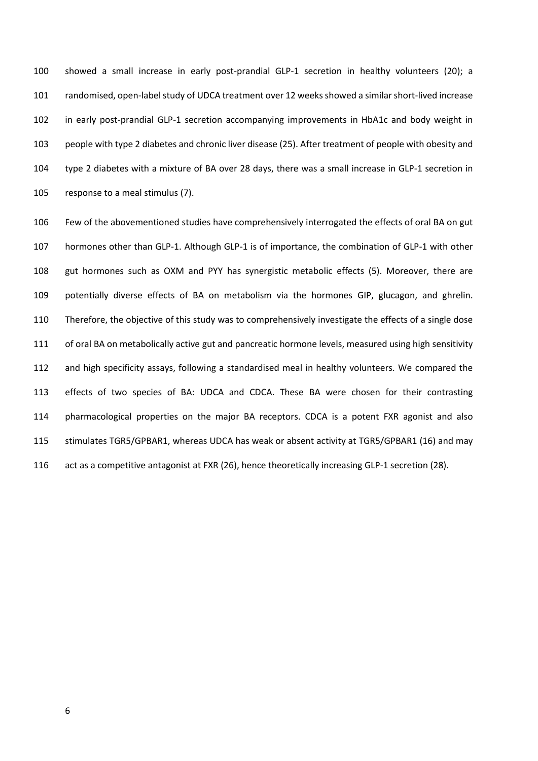showed a small increase in early post-prandial GLP-1 secretion in healthy volunteers (20); a randomised, open-label study of UDCA treatment over 12 weeks showed a similar short-lived increase in early post-prandial GLP-1 secretion accompanying improvements in HbA1c and body weight in people with type 2 diabetes and chronic liver disease (25). After treatment of people with obesity and type 2 diabetes with a mixture of BA over 28 days, there was a small increase in GLP-1 secretion in response to a meal stimulus (7).

Few of the abovementioned studies have comprehensively interrogated the effects of oral BA on gut hormones other than GLP-1. Although GLP-1 is of importance, the combination of GLP-1 with other gut hormones such as OXM and PYY has synergistic metabolic effects (5). Moreover, there are potentially diverse effects of BA on metabolism via the hormones GIP, glucagon, and ghrelin. Therefore, the objective of this study was to comprehensively investigate the effects of a single dose of oral BA on metabolically active gut and pancreatic hormone levels, measured using high sensitivity and high specificity assays, following a standardised meal in healthy volunteers. We compared the effects of two species of BA: UDCA and CDCA. These BA were chosen for their contrasting pharmacological properties on the major BA receptors. CDCA is a potent FXR agonist and also stimulates TGR5/GPBAR1, whereas UDCA has weak or absent activity at TGR5/GPBAR1 (16) and may act as a competitive antagonist at FXR (26), hence theoretically increasing GLP-1 secretion (28).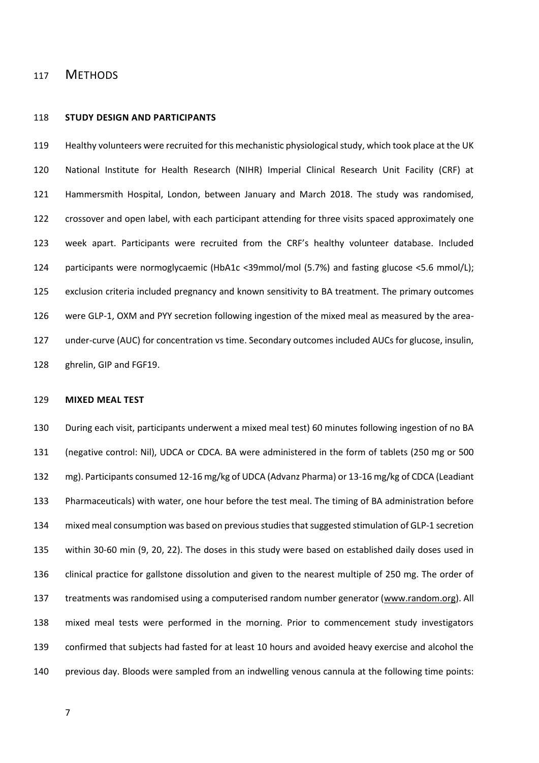# METHODS

### STUDY DESIGN AND PARTICIPANTS

Healthy volunteers were recruited for this mechanistic physiological study, which took place at the UK National Institute for Health Research (NIHR) Imperial Clinical Research Unit Facility (CRF) at Hammersmith Hospital, London, between January and March 2018. The study was randomised, crossover and open label, with each participant attending for three visits spaced approximately one week apart. Participants were recruited from the CRF's healthy volunteer database. Included participants were normoglycaemic (HbA1c <39mmol/mol (5.7%) and fasting glucose <5.6 mmol/L); exclusion criteria included pregnancy and known sensitivity to BA treatment. The primary outcomes were GLP-1, OXM and PYY secretion following ingestion of the mixed meal as measured by the area-under-curve (AUC) for concentration vs time. Secondary outcomes included AUCs for glucose, insulin, ghrelin, GIP and FGF19.

### MIXED MEAL TEST

During each visit, participants underwent a mixed meal test) 60 minutes following ingestion of no BA (negative control: Nil), UDCA or CDCA. BA were administered in the form of tablets (250 mg or 500 mg). Participants consumed 12-16 mg/kg of UDCA (Advanz Pharma) or 13-16 mg/kg of CDCA (Leadiant Pharmaceuticals) with water, one hour before the test meal. The timing of BA administration before mixed meal consumption was based on previous studies that suggested stimulation of GLP-1 secretion within 30-60 min (9, 20, 22). The doses in this study were based on established daily doses used in clinical practice for gallstone dissolution and given to the nearest multiple of 250 mg. The order of treatments was randomised using a computerised random number generator (www.random.org). All mixed meal tests were performed in the morning. Prior to commencement study investigators confirmed that subjects had fasted for at least 10 hours and avoided heavy exercise and alcohol the previous day. Bloods were sampled from an indwelling venous cannula at the following time points: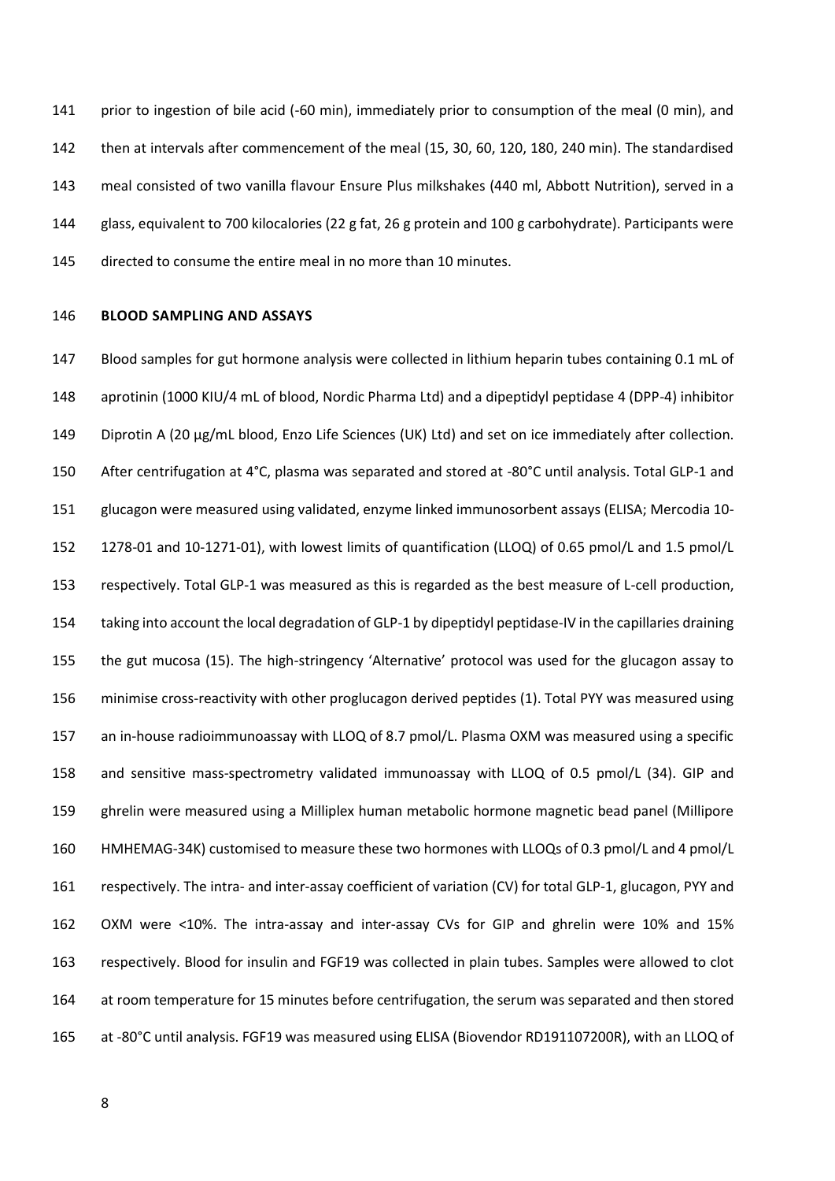prior to ingestion of bile acid (-60 min), immediately prior to consumption of the meal (0 min), and then at intervals after commencement of the meal (15, 30, 60, 120, 180, 240 min). The standardised meal consisted of two vanilla flavour Ensure Plus milkshakes (440 ml, Abbott Nutrition), served in a glass, equivalent to 700 kilocalories (22 g fat, 26 g protein and 100 g carbohydrate). Participants were directed to consume the entire meal in no more than 10 minutes.

**BLOOD SAMPLING AND ASSAYS**

Blood samples for gut hormone analysis were collected in lithium heparin tubes containing 0.1 mL of aprotinin (1000 KIU/4 mL of blood, Nordic Pharma Ltd) and a dipeptidyl peptidase 4 (DPP-4) inhibitor Diprotin A (20 µg/mL blood, Enzo Life Sciences (UK) Ltd) and set on ice immediately after collection. After centrifugation at 4°C, plasma was separated and stored at -80°C until analysis. Total GLP-1 and glucagon were measured using validated, enzyme linked immunosorbent assays (ELISA; Mercodia 10-1278-01 and 10-1271-01), with lowest limits of quantification (LLOQ) of 0.65 pmol/L and 1.5 pmol/L respectively. Total GLP-1 was measured as this is regarded as the best measure of L-cell production, taking into account the local degradation of GLP-1 by dipeptidyl peptidase-IV in the capillaries draining the gut mucosa (15). The high-stringency 'Alternative' protocol was used for the glucagon assay to minimise cross-reactivity with other proglucagon derived peptides (1). Total PYY was measured using an in-house radioimmunoassay with LLOQ of 8.7 pmol/L. Plasma OXM was measured using a specific and sensitive mass-spectrometry validated immunoassay with LLOQ of 0.5 pmol/L (34). GIP and ghrelin were measured using a Milliplex human metabolic hormone magnetic bead panel (Millipore HMHEMAG-34K) customised to measure these two hormones with LLOQs of 0.3 pmol/L and 4 pmol/L respectively. The intra- and inter-assay coefficient of variation (CV) for total GLP-1, glucagon, PYY and OXM were <10%. The intra-assay and inter-assay CVs for GIP and ghrelin were 10% and 15% respectively. Blood for insulin and FGF19 was collected in plain tubes. Samples were allowed to clot at room temperature for 15 minutes before centrifugation, the serum was separated and then stored at -80°C until analysis. FGF19 was measured using ELISA (Biovendor RD191107200R), with an LLOQ of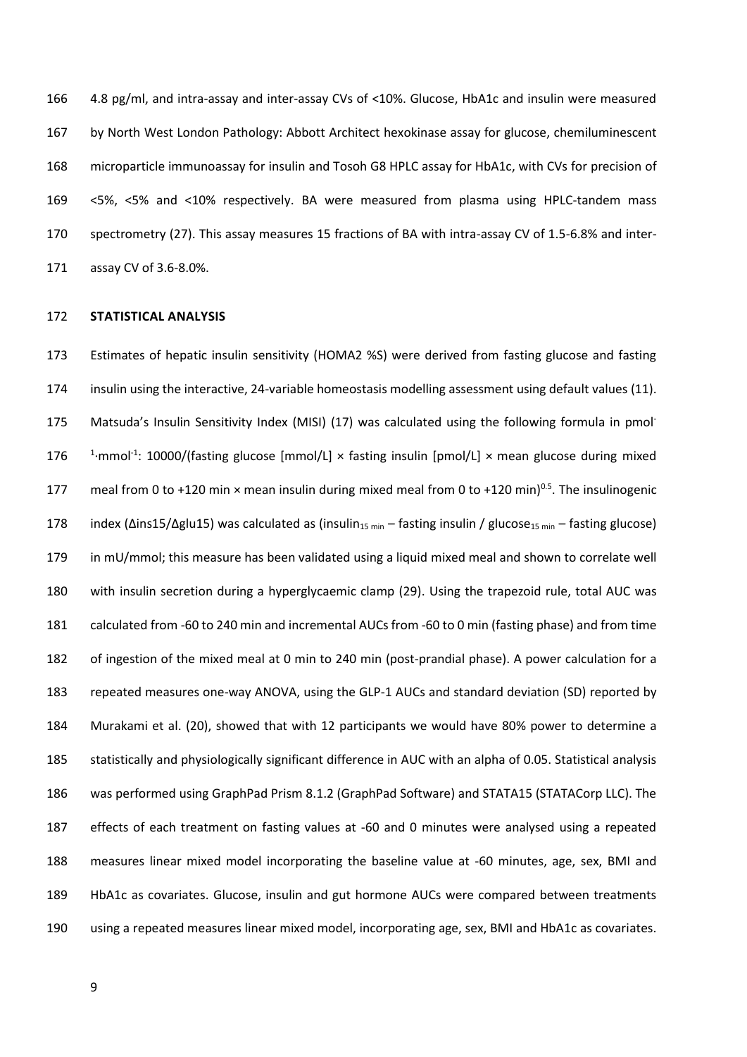4.8 pg/ml, and intra-assay and inter-assay CVs of <10%. Glucose, HbA1c and insulin were measured by North West London Pathology: Abbott Architect hexokinase assay for glucose, chemiluminescent microparticle immunoassay for insulin and Tosoh G8 HPLC assay for HbA1c, with CVs for precision of <5%, <5% and <10% respectively. BA were measured from plasma using HPLC-tandem mass spectrometry (27). This assay measures 15 fractions of BA with intra-assay CV of 1.5-6.8% and inter-assay CV of 3.6-8.0%.

**STATISTICAL ANALYSIS**

Estimates of hepatic insulin sensitivity (HOMA2 %S) were derived from fasting glucose and fasting insulin using the interactive, 24-variable homeostasis modelling assessment using default values (11). Matsuda's Insulin Sensitivity Index (MISI) (17) was calculated using the following formula in $pmol^{-1} \cdot mmol^{-1}$: 10000/(fasting glucose [mmol/L] × fasting insulin [pmol/L] × mean glucose during mixed meal from 0 to +120 min × mean insulin during mixed meal from 0 to +120 min)$^{0.5}$. The insulinogenic index ($\Delta ins15/\Delta glu15$) was calculated as ($insulin_{15\ min}$ – fasting insulin / $glucose_{15\ min}$ – fasting glucose) in mU/mmol; this measure has been validated using a liquid mixed meal and shown to correlate well with insulin secretion during a hyperglycaemic clamp (29). Using the trapezoid rule, total AUC was calculated from -60 to 240 min and incremental AUCs from -60 to 0 min (fasting phase) and from time of ingestion of the mixed meal at 0 min to 240 min (post-prandial phase). A power calculation for a repeated measures one-way ANOVA, using the GLP-1 AUCs and standard deviation (SD) reported by Murakami et al. (20), showed that with 12 participants we would have 80% power to determine a statistically and physiologically significant difference in AUC with an alpha of 0.05. Statistical analysis was performed using GraphPad Prism 8.1.2 (GraphPad Software) and STATA15 (STATACorp LLC). The effects of each treatment on fasting values at -60 and 0 minutes were analysed using a repeated measures linear mixed model incorporating the baseline value at -60 minutes, age, sex, BMI and HbA1c as covariates. Glucose, insulin and gut hormone AUCs were compared between treatments using a repeated measures linear mixed model, incorporating age, sex, BMI and HbA1c as covariates.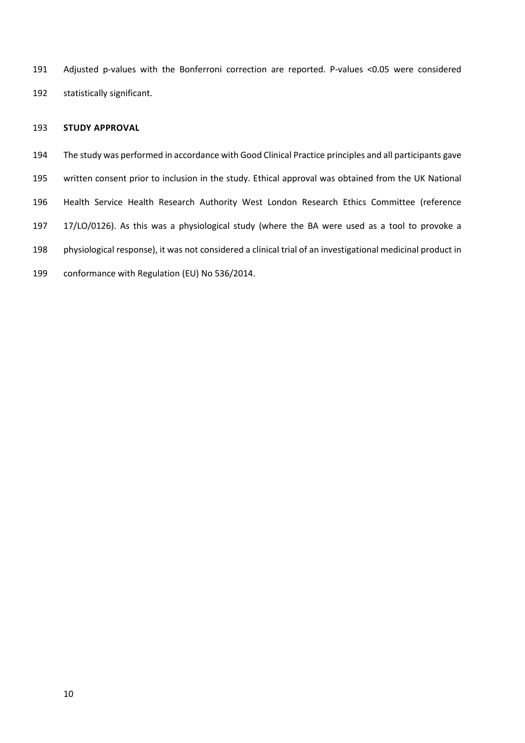Adjusted p-values with the Bonferroni correction are reported. P-values <0.05 were considered statistically significant.

## STUDY APPROVAL

The study was performed in accordance with Good Clinical Practice principles and all participants gave written consent prior to inclusion in the study. Ethical approval was obtained from the UK National Health Service Health Research Authority West London Research Ethics Committee (reference 17/LO/0126). As this was a physiological study (where the BA were used as a tool to provoke a physiological response), it was not considered a clinical trial of an investigational medicinal product in conformance with Regulation (EU) No 536/2014.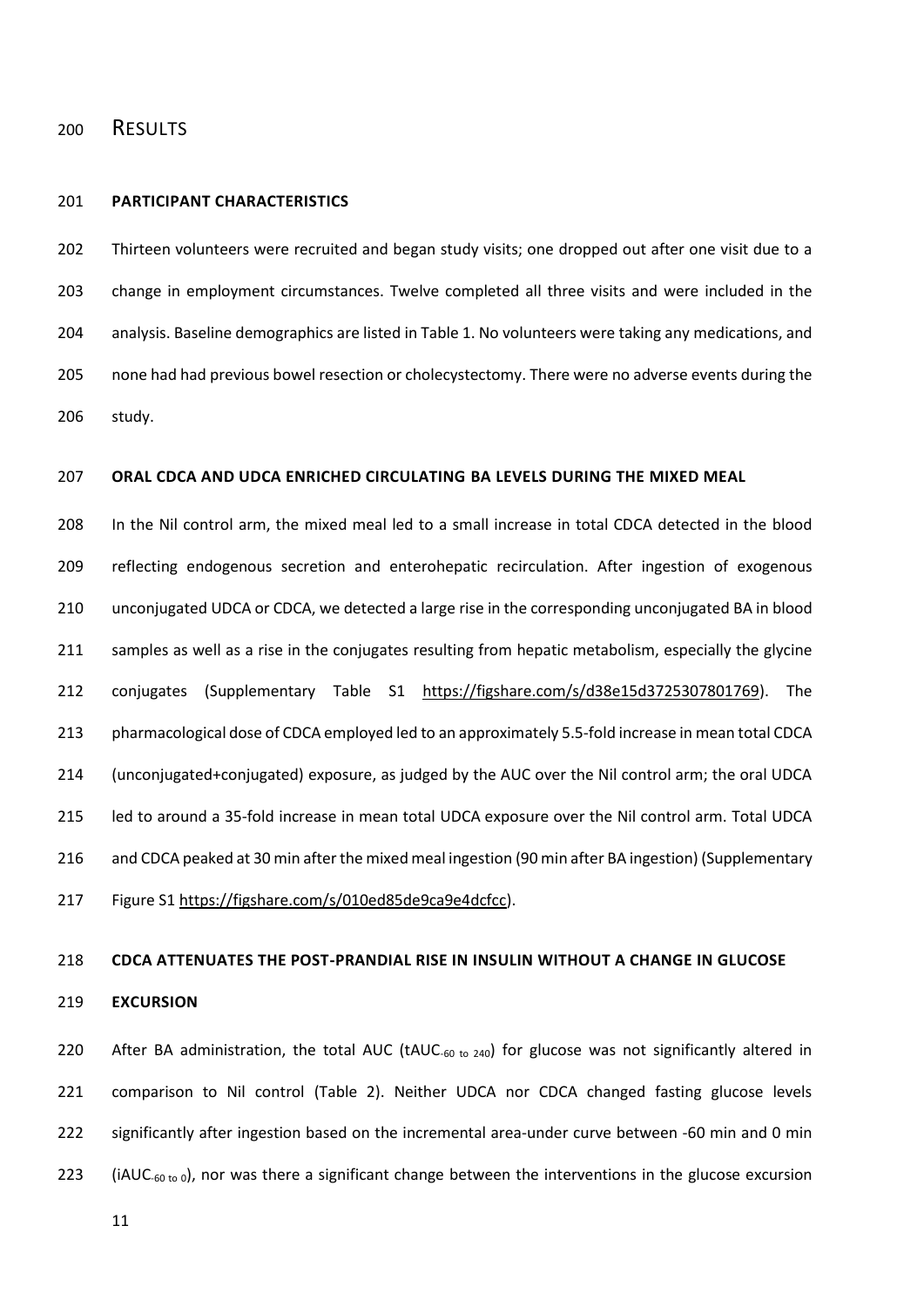# RESULTS

## PARTICIPANT CHARACTERISTICS

Thirteen volunteers were recruited and began study visits; one dropped out after one visit due to a change in employment circumstances. Twelve completed all three visits and were included in the analysis. Baseline demographics are listed in Table 1. No volunteers were taking any medications, and none had had previous bowel resection or cholecystectomy. There were no adverse events during the study.

## ORAL CDCA AND UDCA ENRICHED CIRCULATING BA LEVELS DURING THE MIXED MEAL

In the Nil control arm, the mixed meal led to a small increase in total CDCA detected in the blood reflecting endogenous secretion and enterohepatic recirculation. After ingestion of exogenous unconjugated UDCA or CDCA, we detected a large rise in the corresponding unconjugated BA in blood samples as well as a rise in the conjugates resulting from hepatic metabolism, especially the glycine conjugates (Supplementary Table S1 https://figshare.com/s/d38e15d3725307801769). The pharmacological dose of CDCA employed led to an approximately 5.5-fold increase in mean total CDCA (unconjugated+conjugated) exposure, as judged by the AUC over the Nil control arm; the oral UDCA led to around a 35-fold increase in mean total UDCA exposure over the Nil control arm. Total UDCA and CDCA peaked at 30 min after the mixed meal ingestion (90 min after BA ingestion) (Supplementary Figure S1 https://figshare.com/s/010ed85de9ca9e4dcfcc).

## CDCA ATTENUATES THE POST-PRANDIAL RISE IN INSULIN WITHOUT A CHANGE IN GLUCOSE EXCURSION

After BA administration, the total AUC ($tAUC_{-60\ to\ 240}$) for glucose was not significantly altered in comparison to Nil control (Table 2). Neither UDCA nor CDCA changed fasting glucose levels significantly after ingestion based on the incremental area-under curve between -60 min and 0 min ($iAUC_{-60\ to\ 0}$), nor was there a significant change between the interventions in the glucose excursion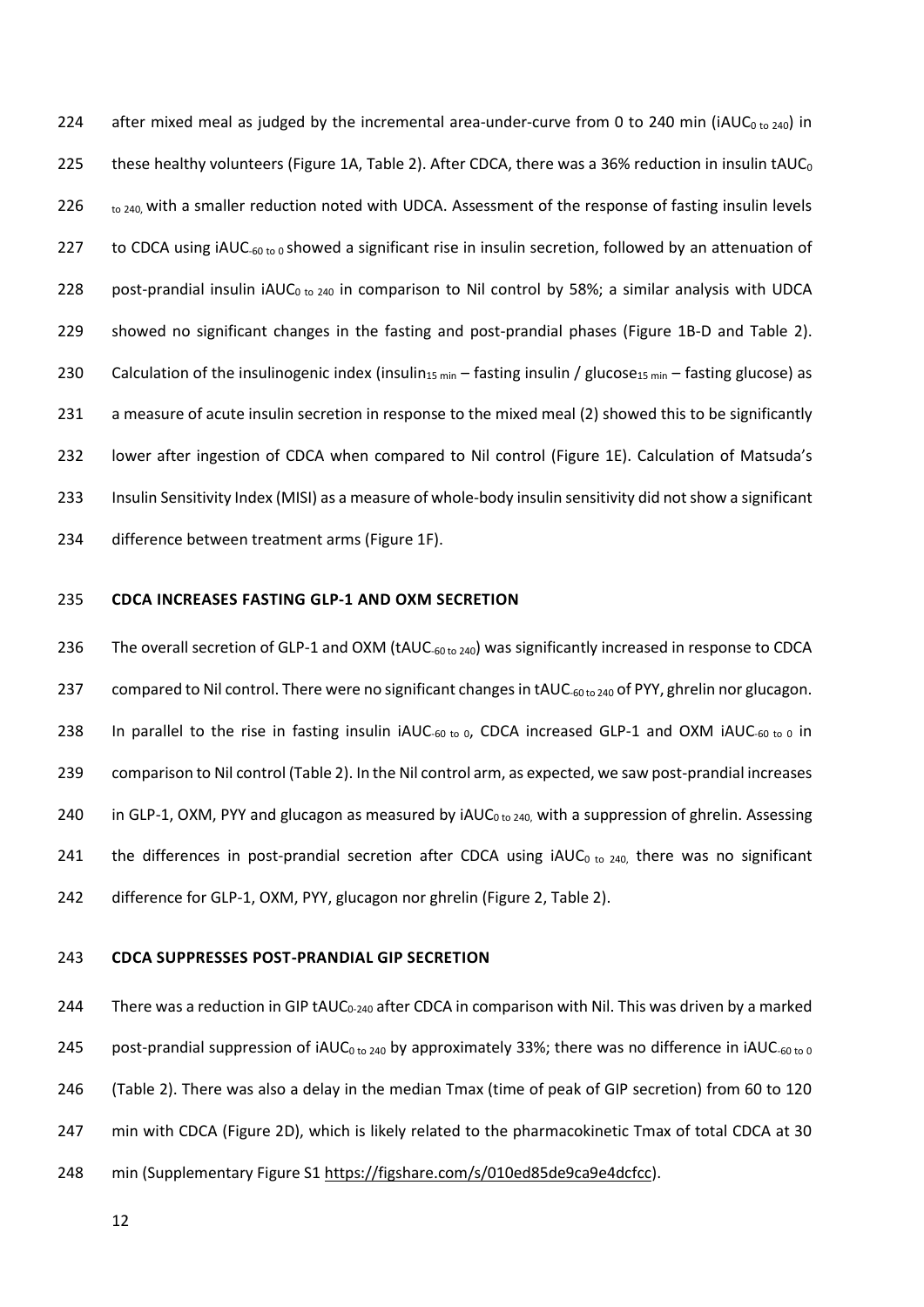after mixed meal as judged by the incremental area-under-curve from 0 to 240 min ($iAUC_{0\text{ to }240}$) in these healthy volunteers (Figure 1A, Table 2). After CDCA, there was a 36% reduction in insulin $tAUC_{0\text{ to }240}$, with a smaller reduction noted with UDCA. Assessment of the response of fasting insulin levels to CDCA using $iAUC_{-60\text{ to }0}$ showed a significant rise in insulin secretion, followed by an attenuation of post-prandial insulin $iAUC_{0\text{ to }240}$ in comparison to Nil control by 58%; a similar analysis with UDCA showed no significant changes in the fasting and post-prandial phases (Figure 1B-D and Table 2). Calculation of the insulinogenic index ($insulin_{15\text{ min}}$ – fasting insulin / $glucose_{15\text{ min}}$ – fasting glucose) as a measure of acute insulin secretion in response to the mixed meal (2) showed this to be significantly lower after ingestion of CDCA when compared to Nil control (Figure 1E). Calculation of Matsuda's Insulin Sensitivity Index (MISI) as a measure of whole-body insulin sensitivity did not show a significant difference between treatment arms (Figure 1F).

## CDCA INCREASES FASTING GLP-1 AND OXM SECRETION

The overall secretion of GLP-1 and OXM ($tAUC_{-60\text{ to }240}$) was significantly increased in response to CDCA compared to Nil control. There were no significant changes in $tAUC_{-60\text{ to }240}$ of PYY, ghrelin nor glucagon. In parallel to the rise in fasting insulin $iAUC_{-60\text{ to }0}$, CDCA increased GLP-1 and OXM $iAUC_{-60\text{ to }0}$ in comparison to Nil control (Table 2). In the Nil control arm, as expected, we saw post-prandial increases in GLP-1, OXM, PYY and glucagon as measured by $iAUC_{0\text{ to }240}$, with a suppression of ghrelin. Assessing the differences in post-prandial secretion after CDCA using $iAUC_{0\text{ to }240}$, there was no significant difference for GLP-1, OXM, PYY, glucagon nor ghrelin (Figure 2, Table 2).

## CDCA SUPPRESSES POST-PRANDIAL GIP SECRETION

There was a reduction in GIP $tAUC_{0\text{-}240}$ after CDCA in comparison with Nil. This was driven by a marked post-prandial suppression of $iAUC_{0\text{ to }240}$ by approximately 33%; there was no difference in $iAUC_{-60\text{ to }0}$ (Table 2). There was also a delay in the median Tmax (time of peak of GIP secretion) from 60 to 120 min with CDCA (Figure 2D), which is likely related to the pharmacokinetic Tmax of total CDCA at 30 min (Supplementary Figure S1 https://figshare.com/s/010ed85de9ca9e4dcfcc).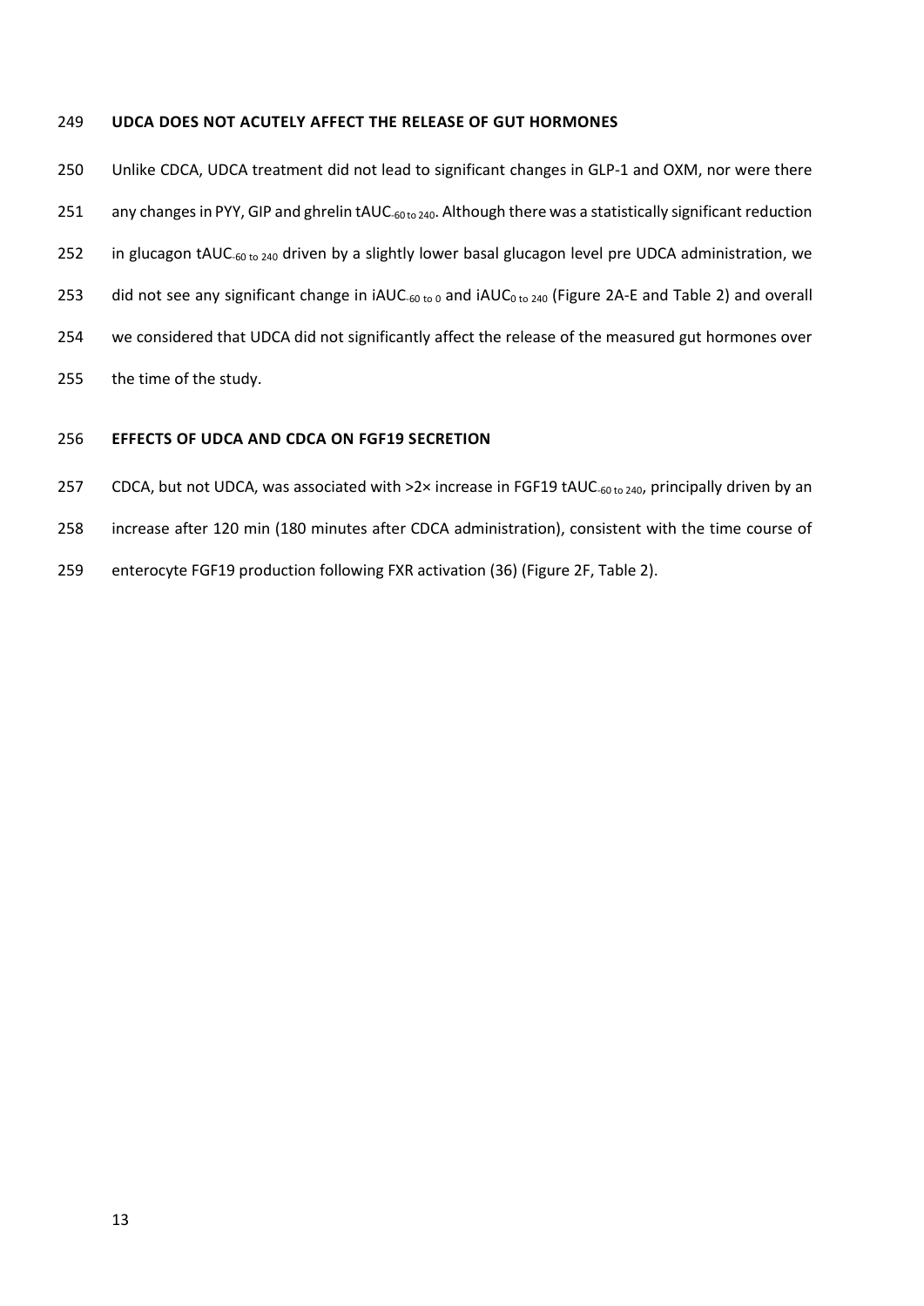### UDCA DOES NOT ACUTELY AFFECT THE RELEASE OF GUT HORMONES

Unlike CDCA, UDCA treatment did not lead to significant changes in GLP-1 and OXM, nor were there any changes in PYY, GIP and ghrelin $tAUC_{-60\ to\ 240}$. Although there was a statistically significant reduction in glucagon $tAUC_{-60\ to\ 240}$ driven by a slightly lower basal glucagon level pre UDCA administration, we did not see any significant change in $iAUC_{-60\ to\ 0}$ and $iAUC_{0\ to\ 240}$ (Figure 2A-E and Table 2) and overall we considered that UDCA did not significantly affect the release of the measured gut hormones over the time of the study.

### EFFECTS OF UDCA AND CDCA ON FGF19 SECRETION

CDCA, but not UDCA, was associated with >2× increase in FGF19 $tAUC_{-60\ to\ 240}$, principally driven by an increase after 120 min (180 minutes after CDCA administration), consistent with the time course of enterocyte FGF19 production following FXR activation (36) (Figure 2F, Table 2).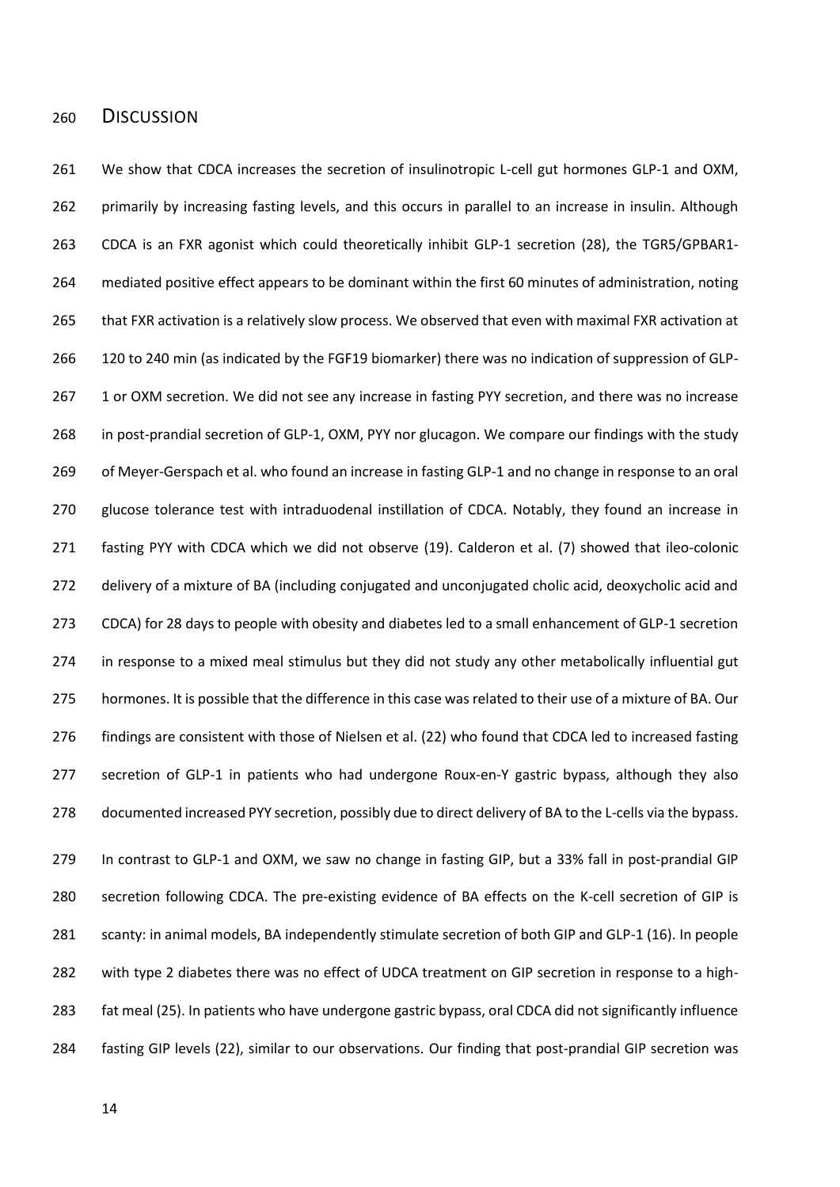## DISCUSSION

We show that CDCA increases the secretion of insulinotropic L-cell gut hormones GLP-1 and OXM, primarily by increasing fasting levels, and this occurs in parallel to an increase in insulin. Although CDCA is an FXR agonist which could theoretically inhibit GLP-1 secretion (28), the TGR5/GPBAR1-mediated positive effect appears to be dominant within the first 60 minutes of administration, noting that FXR activation is a relatively slow process. We observed that even with maximal FXR activation at 120 to 240 min (as indicated by the FGF19 biomarker) there was no indication of suppression of GLP-1 or OXM secretion. We did not see any increase in fasting PYY secretion, and there was no increase in post-prandial secretion of GLP-1, OXM, PYY nor glucagon. We compare our findings with the study of Meyer-Gerspach et al. who found an increase in fasting GLP-1 and no change in response to an oral glucose tolerance test with intraduodenal instillation of CDCA. Notably, they found an increase in fasting PYY with CDCA which we did not observe (19). Calderon et al. (7) showed that ileo-colonic delivery of a mixture of BA (including conjugated and unconjugated cholic acid, deoxycholic acid and CDCA) for 28 days to people with obesity and diabetes led to a small enhancement of GLP-1 secretion in response to a mixed meal stimulus but they did not study any other metabolically influential gut hormones. It is possible that the difference in this case was related to their use of a mixture of BA. Our findings are consistent with those of Nielsen et al. (22) who found that CDCA led to increased fasting secretion of GLP-1 in patients who had undergone Roux-en-Y gastric bypass, although they also documented increased PYY secretion, possibly due to direct delivery of BA to the L-cells via the bypass.

In contrast to GLP-1 and OXM, we saw no change in fasting GIP, but a 33% fall in post-prandial GIP secretion following CDCA. The pre-existing evidence of BA effects on the K-cell secretion of GIP is scanty: in animal models, BA independently stimulate secretion of both GIP and GLP-1 (16). In people with type 2 diabetes there was no effect of UDCA treatment on GIP secretion in response to a high-fat meal (25). In patients who have undergone gastric bypass, oral CDCA did not significantly influence fasting GIP levels (22), similar to our observations. Our finding that post-prandial GIP secretion was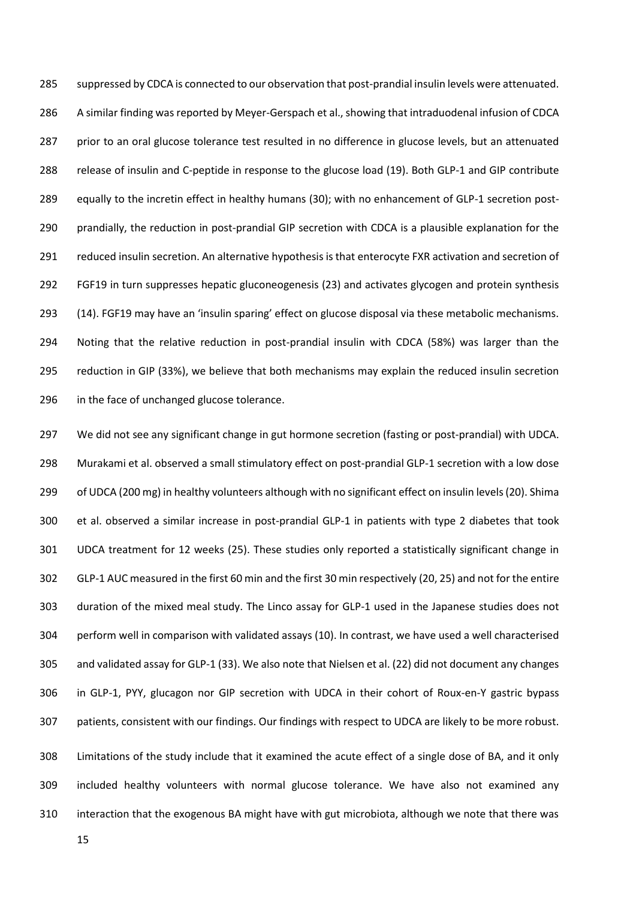suppressed by CDCA is connected to our observation that post-prandial insulin levels were attenuated. A similar finding was reported by Meyer-Gerspach et al., showing that intraduodenal infusion of CDCA prior to an oral glucose tolerance test resulted in no difference in glucose levels, but an attenuated release of insulin and C-peptide in response to the glucose load (19). Both GLP-1 and GIP contribute equally to the incretin effect in healthy humans (30); with no enhancement of GLP-1 secretion post-prandially, the reduction in post-prandial GIP secretion with CDCA is a plausible explanation for the reduced insulin secretion. An alternative hypothesis is that enterocyte FXR activation and secretion of FGF19 in turn suppresses hepatic gluconeogenesis (23) and activates glycogen and protein synthesis (14). FGF19 may have an 'insulin sparing' effect on glucose disposal via these metabolic mechanisms. Noting that the relative reduction in post-prandial insulin with CDCA (58%) was larger than the reduction in GIP (33%), we believe that both mechanisms may explain the reduced insulin secretion in the face of unchanged glucose tolerance.

We did not see any significant change in gut hormone secretion (fasting or post-prandial) with UDCA. Murakami et al. observed a small stimulatory effect on post-prandial GLP-1 secretion with a low dose of UDCA (200 mg) in healthy volunteers although with no significant effect on insulin levels (20). Shima et al. observed a similar increase in post-prandial GLP-1 in patients with type 2 diabetes that took UDCA treatment for 12 weeks (25). These studies only reported a statistically significant change in GLP-1 AUC measured in the first 60 min and the first 30 min respectively (20, 25) and not for the entire duration of the mixed meal study. The Linco assay for GLP-1 used in the Japanese studies does not perform well in comparison with validated assays (10). In contrast, we have used a well characterised and validated assay for GLP-1 (33). We also note that Nielsen et al. (22) did not document any changes in GLP-1, PYY, glucagon nor GIP secretion with UDCA in their cohort of Roux-en-Y gastric bypass patients, consistent with our findings. Our findings with respect to UDCA are likely to be more robust.

Limitations of the study include that it examined the acute effect of a single dose of BA, and it only included healthy volunteers with normal glucose tolerance. We have also not examined any interaction that the exogenous BA might have with gut microbiota, although we note that there was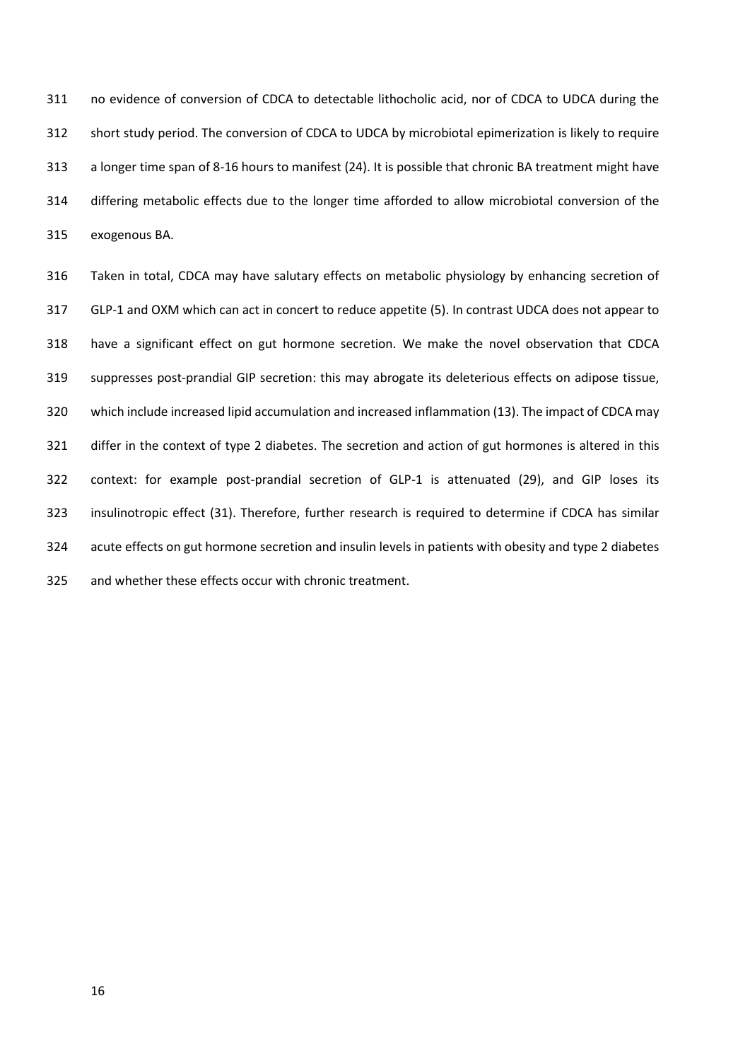no evidence of conversion of CDCA to detectable lithocholic acid, nor of CDCA to UDCA during the short study period. The conversion of CDCA to UDCA by microbiotal epimerization is likely to require a longer time span of 8-16 hours to manifest (24). It is possible that chronic BA treatment might have differing metabolic effects due to the longer time afforded to allow microbiotal conversion of the exogenous BA.

Taken in total, CDCA may have salutary effects on metabolic physiology by enhancing secretion of GLP-1 and OXM which can act in concert to reduce appetite (5). In contrast UDCA does not appear to have a significant effect on gut hormone secretion. We make the novel observation that CDCA suppresses post-prandial GIP secretion: this may abrogate its deleterious effects on adipose tissue, which include increased lipid accumulation and increased inflammation (13). The impact of CDCA may differ in the context of type 2 diabetes. The secretion and action of gut hormones is altered in this context: for example post-prandial secretion of GLP-1 is attenuated (29), and GIP loses its insulinotropic effect (31). Therefore, further research is required to determine if CDCA has similar acute effects on gut hormone secretion and insulin levels in patients with obesity and type 2 diabetes and whether these effects occur with chronic treatment.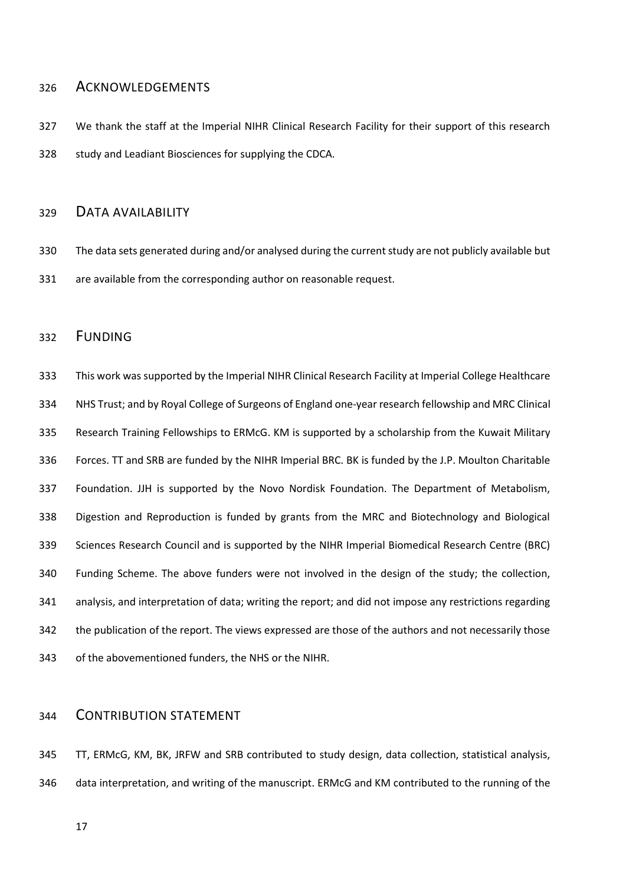## ACKNOWLEDGEMENTS

We thank the staff at the Imperial NIHR Clinical Research Facility for their support of this research study and Leadiant Biosciences for supplying the CDCA.

## DATA AVAILABILITY

The data sets generated during and/or analysed during the current study are not publicly available but are available from the corresponding author on reasonable request.

## FUNDING

This work was supported by the Imperial NIHR Clinical Research Facility at Imperial College Healthcare NHS Trust; and by Royal College of Surgeons of England one-year research fellowship and MRC Clinical Research Training Fellowships to ERMcG. KM is supported by a scholarship from the Kuwait Military Forces. TT and SRB are funded by the NIHR Imperial BRC. BK is funded by the J.P. Moulton Charitable Foundation. JJH is supported by the Novo Nordisk Foundation. The Department of Metabolism, Digestion and Reproduction is funded by grants from the MRC and Biotechnology and Biological Sciences Research Council and is supported by the NIHR Imperial Biomedical Research Centre (BRC) Funding Scheme. The above funders were not involved in the design of the study; the collection, analysis, and interpretation of data; writing the report; and did not impose any restrictions regarding the publication of the report. The views expressed are those of the authors and not necessarily those of the abovementioned funders, the NHS or the NIHR.

## CONTRIBUTION STATEMENT

TT, ERMcG, KM, BK, JRFW and SRB contributed to study design, data collection, statistical analysis, data interpretation, and writing of the manuscript. ERMcG and KM contributed to the running of the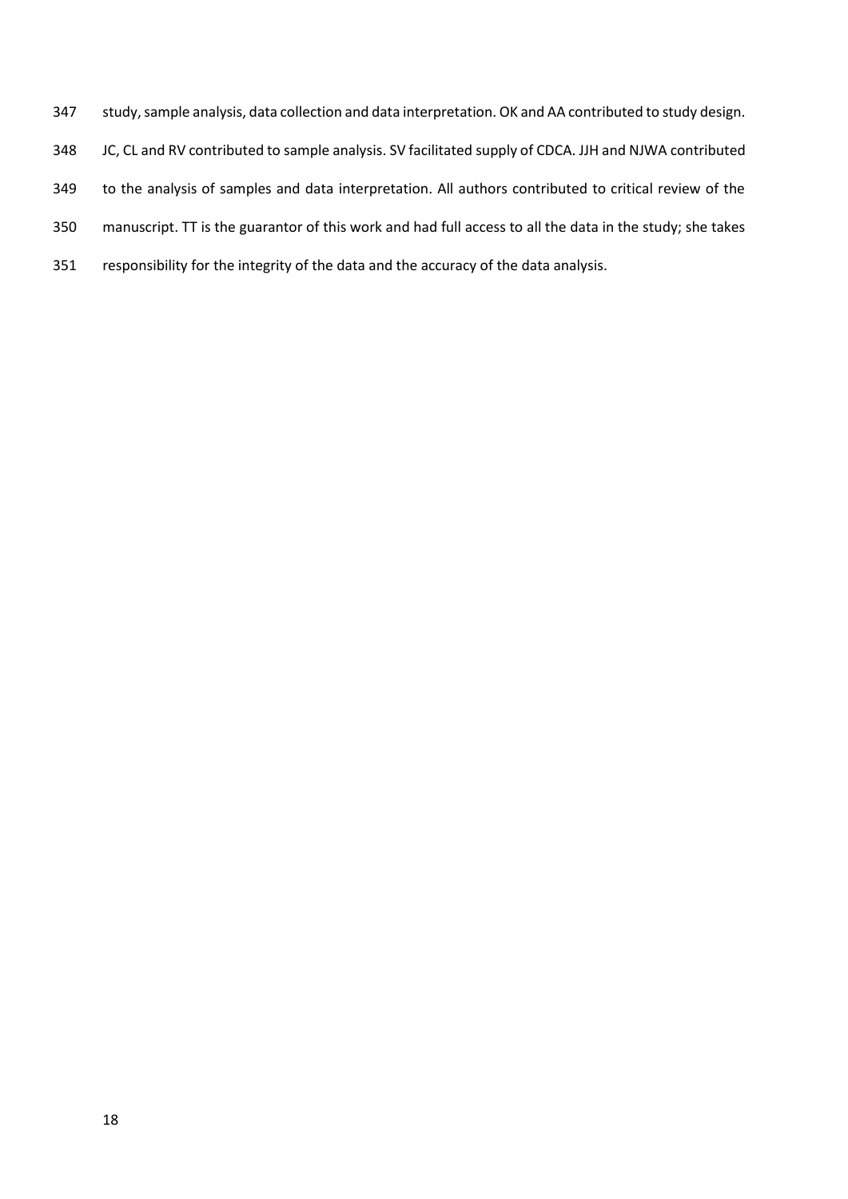study, sample analysis, data collection and data interpretation. OK and AA contributed to study design. JC, CL and RV contributed to sample analysis. SV facilitated supply of CDCA. JJH and NJWA contributed to the analysis of samples and data interpretation. All authors contributed to critical review of the manuscript. TT is the guarantor of this work and had full access to all the data in the study; she takes responsibility for the integrity of the data and the accuracy of the data analysis.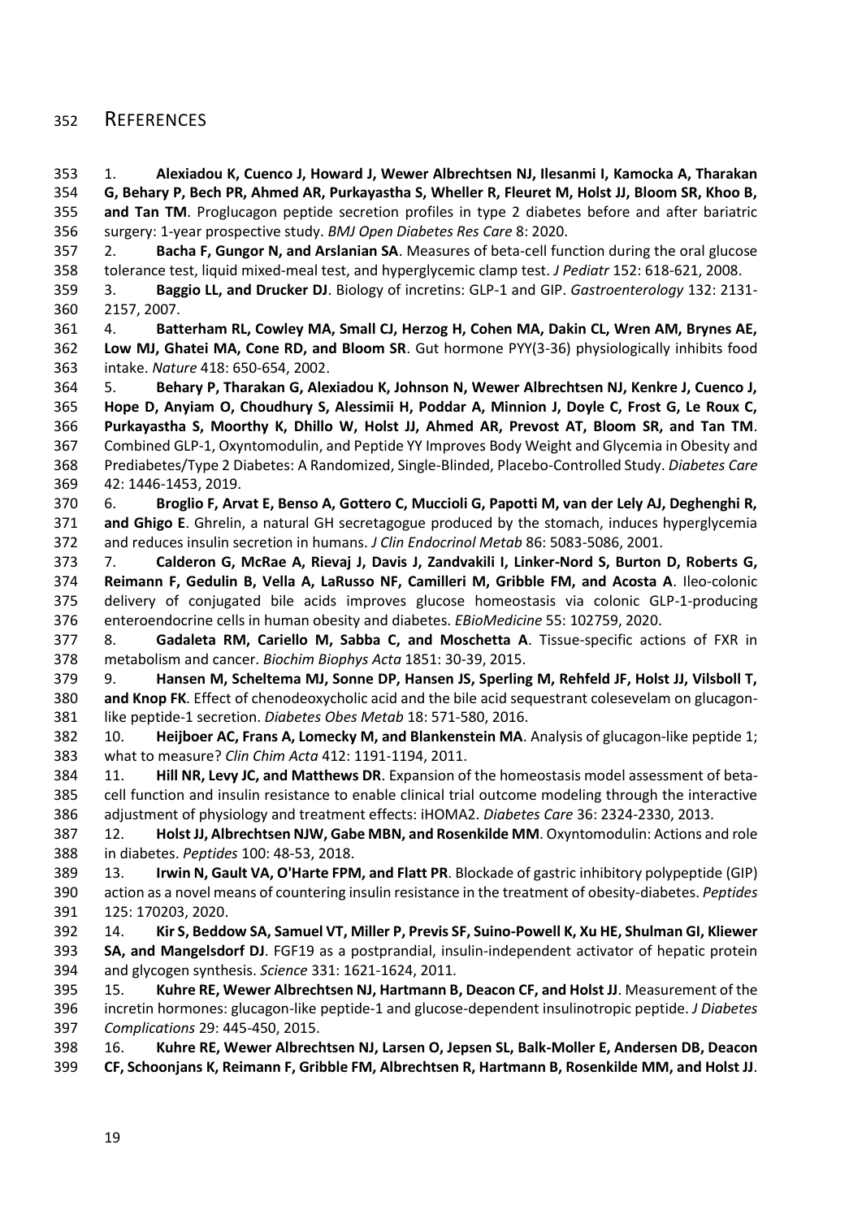## REFERENCES

1. **Alexiadou K, Cuenco J, Howard J, Wewer Albrechtsen NJ, Ilesanmi I, Kamocka A, Tharakan G, Behary P, Bech PR, Ahmed AR, Purkayastha S, Wheller R, Fleuret M, Holst JJ, Bloom SR, Khoo B, and Tan TM**. Proglucagon peptide secretion profiles in type 2 diabetes before and after bariatric surgery: 1-year prospective study. *BMJ Open Diabetes Res Care* 8: 2020.
2. **Bacha F, Gungor N, and Arslanian SA**. Measures of beta-cell function during the oral glucose tolerance test, liquid mixed-meal test, and hyperglycemic clamp test. *J Pediatr* 152: 618-621, 2008.
3. **Baggio LL, and Drucker DJ**. Biology of incretins: GLP-1 and GIP. *Gastroenterology* 132: 2131-2157, 2007.
4. **Batterham RL, Cowley MA, Small CJ, Herzog H, Cohen MA, Dakin CL, Wren AM, Brynes AE, Low MJ, Ghatei MA, Cone RD, and Bloom SR**. Gut hormone PYY(3-36) physiologically inhibits food intake. *Nature* 418: 650-654, 2002.
5. **Behary P, Tharakan G, Alexiadou K, Johnson N, Wewer Albrechtsen NJ, Kenkre J, Cuenco J, Hope D, Anyiam O, Choudhury S, Alessimii H, Poddar A, Minnion J, Doyle C, Frost G, Le Roux C, Purkayastha S, Moorthy K, Dhillo W, Holst JJ, Ahmed AR, Prevost AT, Bloom SR, and Tan TM**. Combined GLP-1, Oxyntomodulin, and Peptide YY Improves Body Weight and Glycemia in Obesity and Prediabetes/Type 2 Diabetes: A Randomized, Single-Blinded, Placebo-Controlled Study. *Diabetes Care* 42: 1446-1453, 2019.
6. **Broglio F, Arvat E, Benso A, Gottero C, Muccioli G, Papotti M, van der Lely AJ, Deghenghi R, and Ghigo E**. Ghrelin, a natural GH secretagogue produced by the stomach, induces hyperglycemia and reduces insulin secretion in humans. *J Clin Endocrinol Metab* 86: 5083-5086, 2001.
7. **Calderon G, McRae A, Rievaj J, Davis J, Zandvakili I, Linker-Nord S, Burton D, Roberts G, Reimann F, Gedulin B, Vella A, LaRusso NF, Camilleri M, Gribble FM, and Acosta A**. Ileo-colonic delivery of conjugated bile acids improves glucose homeostasis via colonic GLP-1-producing enteroendocrine cells in human obesity and diabetes. *EBioMedicine* 55: 102759, 2020.
8. **Gadaleta RM, Cariello M, Sabba C, and Moschetta A**. Tissue-specific actions of FXR in metabolism and cancer. *Biochim Biophys Acta* 1851: 30-39, 2015.
9. **Hansen M, Scheltema MJ, Sonne DP, Hansen JS, Sperling M, Rehfeld JF, Holst JJ, Vilsboll T, and Knop FK**. Effect of chenodeoxycholic acid and the bile acid sequestrant colesevelam on glucagon-like peptide-1 secretion. *Diabetes Obes Metab* 18: 571-580, 2016.
10. **Heijboer AC, Frans A, Lomecky M, and Blankenstein MA**. Analysis of glucagon-like peptide 1; what to measure? *Clin Chim Acta* 412: 1191-1194, 2011.
11. **Hill NR, Levy JC, and Matthews DR**. Expansion of the homeostasis model assessment of beta-cell function and insulin resistance to enable clinical trial outcome modeling through the interactive adjustment of physiology and treatment effects: iHOMA2. *Diabetes Care* 36: 2324-2330, 2013.
12. **Holst JJ, Albrechtsen NJW, Gabe MBN, and Rosenkilde MM**. Oxyntomodulin: Actions and role in diabetes. *Peptides* 100: 48-53, 2018.
13. **Irwin N, Gault VA, O'Harte FPM, and Flatt PR**. Blockade of gastric inhibitory polypeptide (GIP) action as a novel means of countering insulin resistance in the treatment of obesity-diabetes. *Peptides* 125: 170203, 2020.
14. **Kir S, Beddow SA, Samuel VT, Miller P, Previs SF, Suino-Powell K, Xu HE, Shulman GI, Kliewer SA, and Mangelsdorf DJ**. FGF19 as a postprandial, insulin-independent activator of hepatic protein and glycogen synthesis. *Science* 331: 1621-1624, 2011.
15. **Kuhre RE, Wewer Albrechtsen NJ, Hartmann B, Deacon CF, and Holst JJ**. Measurement of the incretin hormones: glucagon-like peptide-1 and glucose-dependent insulinotropic peptide. *J Diabetes Complications* 29: 445-450, 2015.
16. **Kuhre RE, Wewer Albrechtsen NJ, Larsen O, Jepsen SL, Balk-Moller E, Andersen DB, Deacon CF, Schoonjans K, Reimann F, Gribble FM, Albrechtsen R, Hartmann B, Rosenkilde MM, and Holst JJ**.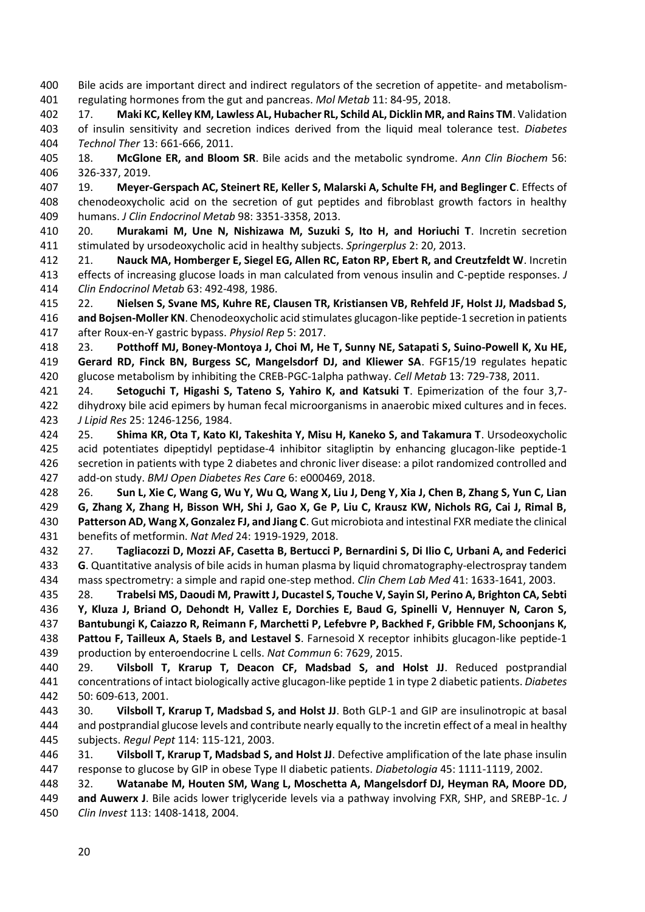Bile acids are important direct and indirect regulators of the secretion of appetite- and metabolism-regulating hormones from the gut and pancreas. *Mol Metab* 11: 84-95, 2018.

17. **Maki KC, Kelley KM, Lawless AL, Hubacher RL, Schild AL, Dicklin MR, and Rains TM**. Validation of insulin sensitivity and secretion indices derived from the liquid meal tolerance test. *Diabetes Technol Ther* 13: 661-666, 2011.

18. **McGlone ER, and Bloom SR**. Bile acids and the metabolic syndrome. *Ann Clin Biochem* 56: 326-337, 2019.

19. **Meyer-Gerspach AC, Steinert RE, Keller S, Malarski A, Schulte FH, and Beglinger C**. Effects of chenodeoxycholic acid on the secretion of gut peptides and fibroblast growth factors in healthy humans. *J Clin Endocrinol Metab* 98: 3351-3358, 2013.

20. **Murakami M, Une N, Nishizawa M, Suzuki S, Ito H, and Horiuchi T**. Incretin secretion stimulated by ursodeoxycholic acid in healthy subjects. *Springerplus* 2: 20, 2013.

21. **Nauck MA, Homberger E, Siegel EG, Allen RC, Eaton RP, Ebert R, and Creutzfeldt W**. Incretin effects of increasing glucose loads in man calculated from venous insulin and C-peptide responses. *J Clin Endocrinol Metab* 63: 492-498, 1986.

22. **Nielsen S, Svane MS, Kuhre RE, Clausen TR, Kristiansen VB, Rehfeld JF, Holst JJ, Madsbad S, and Bojsen-Moller KN**. Chenodeoxycholic acid stimulates glucagon-like peptide-1 secretion in patients after Roux-en-Y gastric bypass. *Physiol Rep* 5: 2017.

23. **Potthoff MJ, Boney-Montoya J, Choi M, He T, Sunny NE, Satapati S, Suino-Powell K, Xu HE, Gerard RD, Finck BN, Burgess SC, Mangelsdorf DJ, and Kliewer SA**. FGF15/19 regulates hepatic glucose metabolism by inhibiting the CREB-PGC-1alpha pathway. *Cell Metab* 13: 729-738, 2011.

24. **Setoguchi T, Higashi S, Tateno S, Yahiro K, and Katsuki T**. Epimerization of the four 3,7-dihydroxy bile acid epimers by human fecal microorganisms in anaerobic mixed cultures and in feces. *J Lipid Res* 25: 1246-1256, 1984.

25. **Shima KR, Ota T, Kato KI, Takeshita Y, Misu H, Kaneko S, and Takamura T**. Ursodeoxycholic acid potentiates dipeptidyl peptidase-4 inhibitor sitagliptin by enhancing glucagon-like peptide-1 secretion in patients with type 2 diabetes and chronic liver disease: a pilot randomized controlled and add-on study. *BMJ Open Diabetes Res Care* 6: e000469, 2018.

26. **Sun L, Xie C, Wang G, Wu Y, Wu Q, Wang X, Liu J, Deng Y, Xia J, Chen B, Zhang S, Yun C, Lian G, Zhang X, Zhang H, Bisson WH, Shi J, Gao X, Ge P, Liu C, Krausz KW, Nichols RG, Cai J, Rimal B, Patterson AD, Wang X, Gonzalez FJ, and Jiang C**. Gut microbiota and intestinal FXR mediate the clinical benefits of metformin. *Nat Med* 24: 1919-1929, 2018.

27. **Tagliacozzi D, Mozzi AF, Casetta B, Bertucci P, Bernardini S, Di Ilio C, Urbani A, and Federici G**. Quantitative analysis of bile acids in human plasma by liquid chromatography-electrospray tandem mass spectrometry: a simple and rapid one-step method. *Clin Chem Lab Med* 41: 1633-1641, 2003.

28. **Trabelsi MS, Daoudi M, Prawitt J, Ducastel S, Touche V, Sayin SI, Perino A, Brighton CA, Sebti Y, Kluza J, Briand O, Dehondt H, Vallez E, Dorchies E, Baud G, Spinelli V, Hennuyer N, Caron S, Bantubungi K, Caiazzo R, Reimann F, Marchetti P, Lefebvre P, Backhed F, Gribble FM, Schoonjans K, Pattou F, Tailleux A, Staels B, and Lestavel S**. Farnesoid X receptor inhibits glucagon-like peptide-1 production by enteroendocrine L cells. *Nat Commun* 6: 7629, 2015.

29. **Vilsboll T, Krarup T, Deacon CF, Madsbad S, and Holst JJ**. Reduced postprandial concentrations of intact biologically active glucagon-like peptide 1 in type 2 diabetic patients. *Diabetes* 50: 609-613, 2001.

30. **Vilsboll T, Krarup T, Madsbad S, and Holst JJ**. Both GLP-1 and GIP are insulinotropic at basal and postprandial glucose levels and contribute nearly equally to the incretin effect of a meal in healthy subjects. *Regul Pept* 114: 115-121, 2003.

31. **Vilsboll T, Krarup T, Madsbad S, and Holst JJ**. Defective amplification of the late phase insulin response to glucose by GIP in obese Type II diabetic patients. *Diabetologia* 45: 1111-1119, 2002.

32. **Watanabe M, Houten SM, Wang L, Moschetta A, Mangelsdorf DJ, Heyman RA, Moore DD, and Auwerx J**. Bile acids lower triglyceride levels via a pathway involving FXR, SHP, and SREBP-1c. *J Clin Invest* 113: 1408-1418, 2004.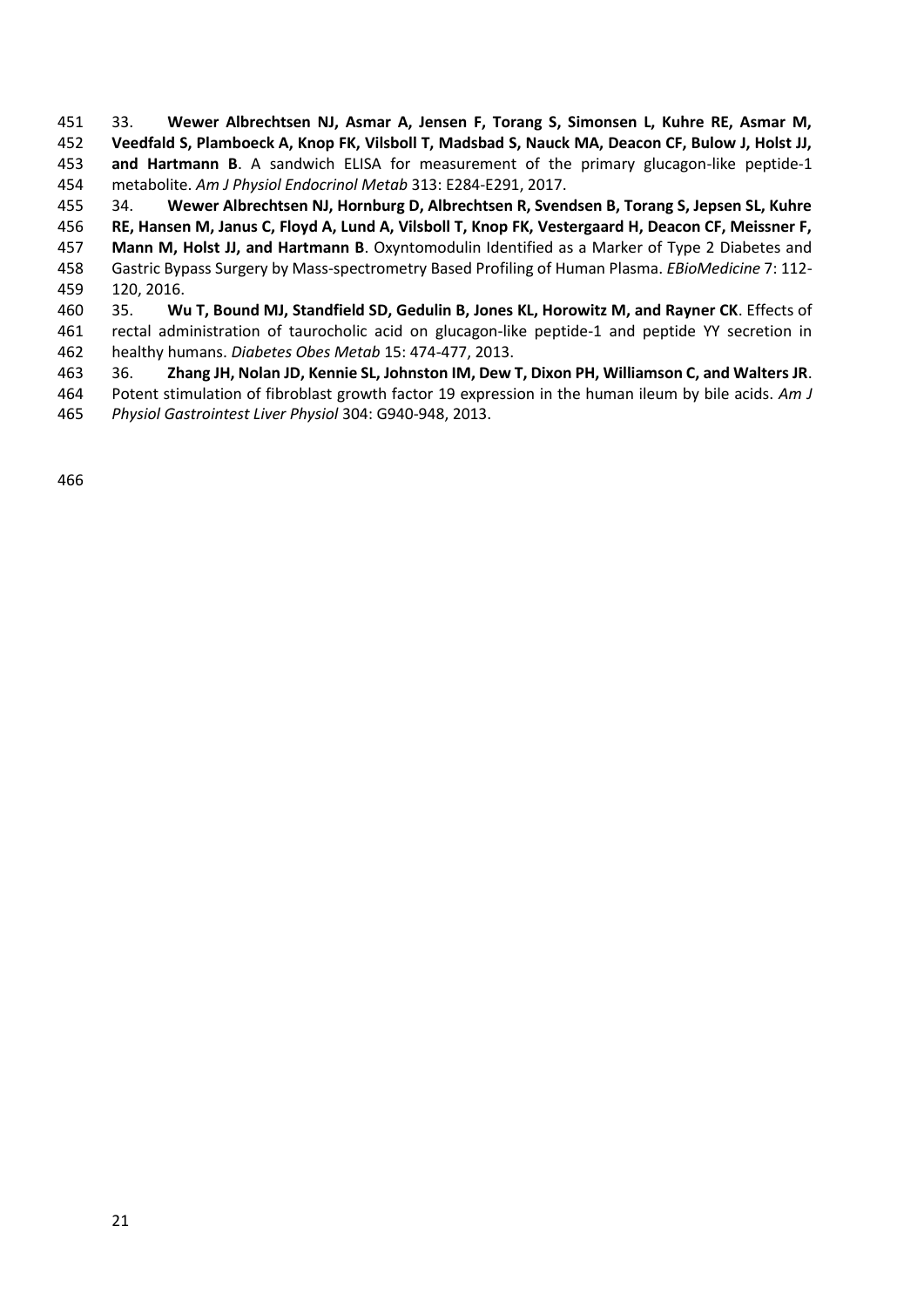33. **Wewer Albrechtsen NJ, Asmar A, Jensen F, Torang S, Simonsen L, Kuhre RE, Asmar M, Veedfald S, Plamboeck A, Knop FK, Vilsboll T, Madsbad S, Nauck MA, Deacon CF, Bulow J, Holst JJ, and Hartmann B**. A sandwich ELISA for measurement of the primary glucagon-like peptide-1 metabolite. *Am J Physiol Endocrinol Metab* 313: E284-E291, 2017.

34. **Wewer Albrechtsen NJ, Hornburg D, Albrechtsen R, Svendsen B, Torang S, Jepsen SL, Kuhre RE, Hansen M, Janus C, Floyd A, Lund A, Vilsboll T, Knop FK, Vestergaard H, Deacon CF, Meissner F, Mann M, Holst JJ, and Hartmann B**. Oxyntomodulin Identified as a Marker of Type 2 Diabetes and Gastric Bypass Surgery by Mass-spectrometry Based Profiling of Human Plasma. *EBioMedicine* 7: 112-120, 2016.

35. **Wu T, Bound MJ, Standfield SD, Gedulin B, Jones KL, Horowitz M, and Rayner CK**. Effects of rectal administration of taurocholic acid on glucagon-like peptide-1 and peptide YY secretion in healthy humans. *Diabetes Obes Metab* 15: 474-477, 2013.

36. **Zhang JH, Nolan JD, Kennie SL, Johnston IM, Dew T, Dixon PH, Williamson C, and Walters JR**. Potent stimulation of fibroblast growth factor 19 expression in the human ileum by bile acids. *Am J Physiol Gastrointest Liver Physiol* 304: G940-948, 2013.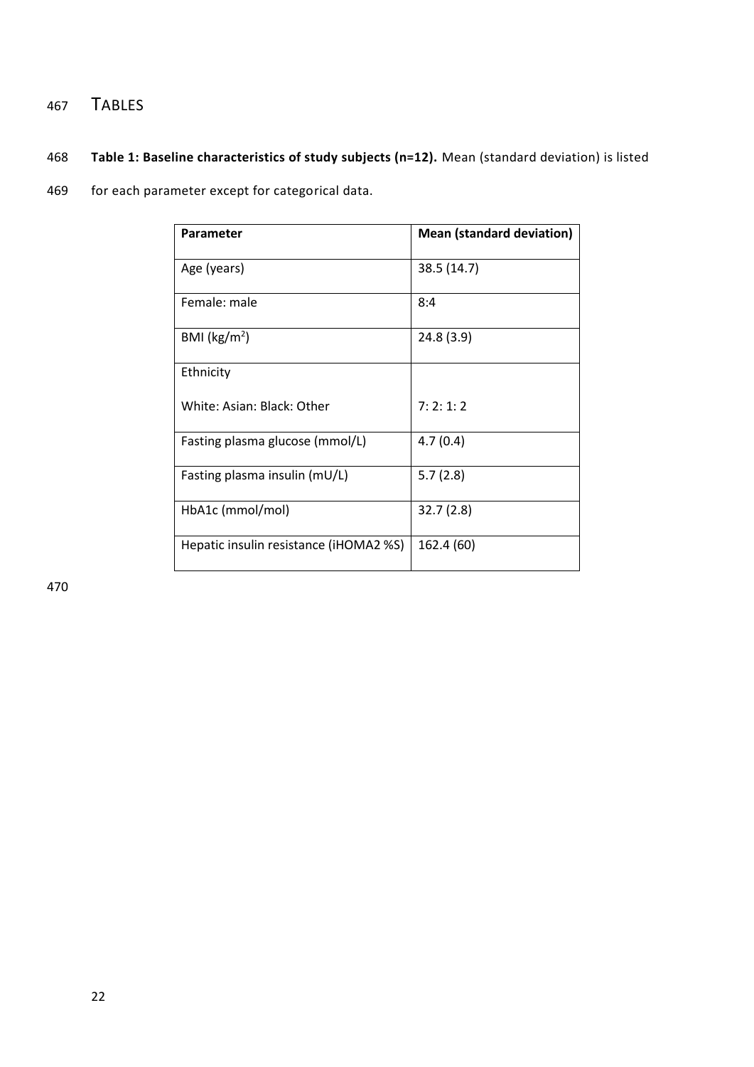# TABLES

**Table 1: Baseline characteristics of study subjects (n=12).** Mean (standard deviation) is listed for each parameter except for categorical data.

| Parameter | Mean (standard deviation) |
|---|---|
| Age (years) | 38.5 (14.7) |
| Female: male | 8:4 |
| BMI (kg/m$^2$) | 24.8 (3.9) |
| Ethnicity<br>White: Asian: Black: Other | <br>7: 2: 1: 2 |
| Fasting plasma glucose (mmol/L) | 4.7 (0.4) |
| Fasting plasma insulin (mU/L) | 5.7 (2.8) |
| HbA1c (mmol/mol) | 32.7 (2.8) |
| Hepatic insulin resistance (iHOMA2 %S) | 162.4 (60) |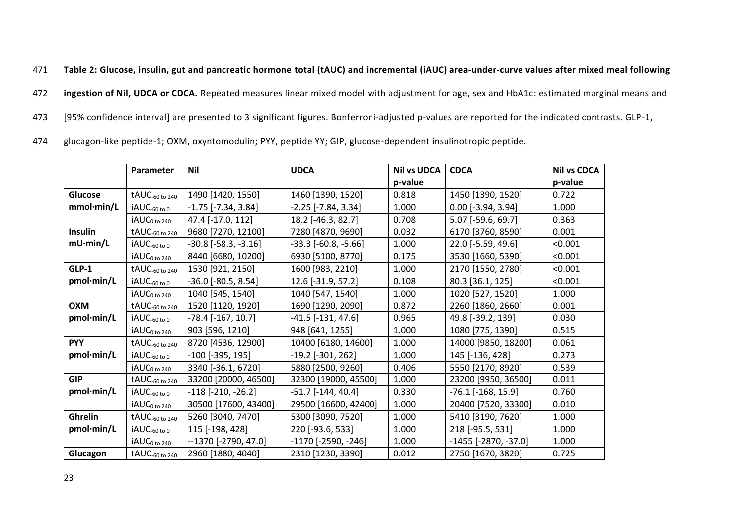**Table 2: Glucose, insulin, gut and pancreatic hormone total (tAUC) and incremental (iAUC) area-under-curve values after mixed meal following ingestion of Nil, UDCA or CDCA.** Repeated measures linear mixed model with adjustment for age, sex and HbA1c: estimated marginal means and [95% confidence interval] are presented to 3 significant figures. Bonferroni-adjusted p-values are reported for the indicated contrasts. GLP-1, glucagon-like peptide-1; OXM, oxyntomodulin; PYY, peptide YY; GIP, glucose-dependent insulinotropic peptide.

| | Parameter | Nil | UDCA | Nil vs UDCA p-value | CDCA | Nil vs CDCA p-value |
|---|---|---|---|---|---|---|
| **Glucose mmol·min/L** | $tAUC_{-60\ to\ 240}$ | 1490 [1420, 1550] | 1460 [1390, 1520] | 0.818 | 1450 [1390, 1520] | 0.722 |
| | $iAUC_{-60\ to\ 0}$ | -1.75 [-7.34, 3.84] | -2.25 [-7.84, 3.34] | 1.000 | 0.00 [-3.94, 3.94] | 1.000 |
| | $iAUC_{0\ to\ 240}$ | 47.4 [-17.0, 112] | 18.2 [-46.3, 82.7] | 0.708 | 5.07 [-59.6, 69.7] | 0.363 |
| **Insulin mU·min/L** | $tAUC_{-60\ to\ 240}$ | 9680 [7270, 12100] | 7280 [4870, 9690] | 0.032 | 6170 [3760, 8590] | 0.001 |
| | $iAUC_{-60\ to\ 0}$ | -30.8 [-58.3, -3.16] | -33.3 [-60.8, -5.66] | 1.000 | 22.0 [-5.59, 49.6] | <0.001 |
| | $iAUC_{0\ to\ 240}$ | 8440 [6680, 10200] | 6930 [5100, 8770] | 0.175 | 3530 [1660, 5390] | <0.001 |
| **GLP-1 pmol·min/L** | $tAUC_{-60\ to\ 240}$ | 1530 [921, 2150] | 1600 [983, 2210] | 1.000 | 2170 [1550, 2780] | <0.001 |
| | $iAUC_{-60\ to\ 0}$ | -36.0 [-80.5, 8.54] | 12.6 [-31.9, 57.2] | 0.108 | 80.3 [36.1, 125] | <0.001 |
| | $iAUC_{0\ to\ 240}$ | 1040 [545, 1540] | 1040 [547, 1540] | 1.000 | 1020 [527, 1520] | 1.000 |
| **OXM pmol·min/L** | $tAUC_{-60\ to\ 240}$ | 1520 [1120, 1920] | 1690 [1290, 2090] | 0.872 | 2260 [1860, 2660] | 0.001 |
| | $iAUC_{-60\ to\ 0}$ | -78.4 [-167, 10.7] | -41.5 [-131, 47.6] | 0.965 | 49.8 [-39.2, 139] | 0.030 |
| | $iAUC_{0\ to\ 240}$ | 903 [596, 1210] | 948 [641, 1255] | 1.000 | 1080 [775, 1390] | 0.515 |
| **PYY pmol·min/L** | $tAUC_{-60\ to\ 240}$ | 8720 [4536, 12900] | 10400 [6180, 14600] | 1.000 | 14000 [9850, 18200] | 0.061 |
| | $iAUC_{-60\ to\ 0}$ | -100 [-395, 195] | -19.2 [-301, 262] | 1.000 | 145 [-136, 428] | 0.273 |
| | $iAUC_{0\ to\ 240}$ | 3340 [-36.1, 6720] | 5880 [2500, 9260] | 0.406 | 5550 [2170, 8920] | 0.539 |
| **GIP pmol·min/L** | $tAUC_{-60\ to\ 240}$ | 33200 [20000, 46500] | 32300 [19000, 45500] | 1.000 | 23200 [9950, 36500] | 0.011 |
| | $iAUC_{-60\ to\ 0}$ | -118 [-210, -26.2] | -51.7 [-144, 40.4] | 0.330 | -76.1 [-168, 15.9] | 0.760 |
| | $iAUC_{0\ to\ 240}$ | 30500 [17600, 43400] | 29500 [16600, 42400] | 1.000 | 20400 [7520, 33300] | 0.010 |
| **Ghrelin pmol·min/L** | $tAUC_{-60\ to\ 240}$ | 5260 [3040, 7470] | 5300 [3090, 7520] | 1.000 | 5410 [3190, 7620] | 1.000 |
| | $iAUC_{-60\ to\ 0}$ | 115 [-198, 428] | 220 [-93.6, 533] | 1.000 | 218 [-95.5, 531] | 1.000 |
| | $iAUC_{0\ to\ 240}$ | --1370 [-2790, 47.0] | -1170 [-2590, -246] | 1.000 | -1455 [-2870, -37.0] | 1.000 |
| **Glucagon** | $tAUC_{-60\ to\ 240}$ | 2960 [1880, 4040] | 2310 [1230, 3390] | 0.012 | 2750 [1670, 3820] | 0.725 |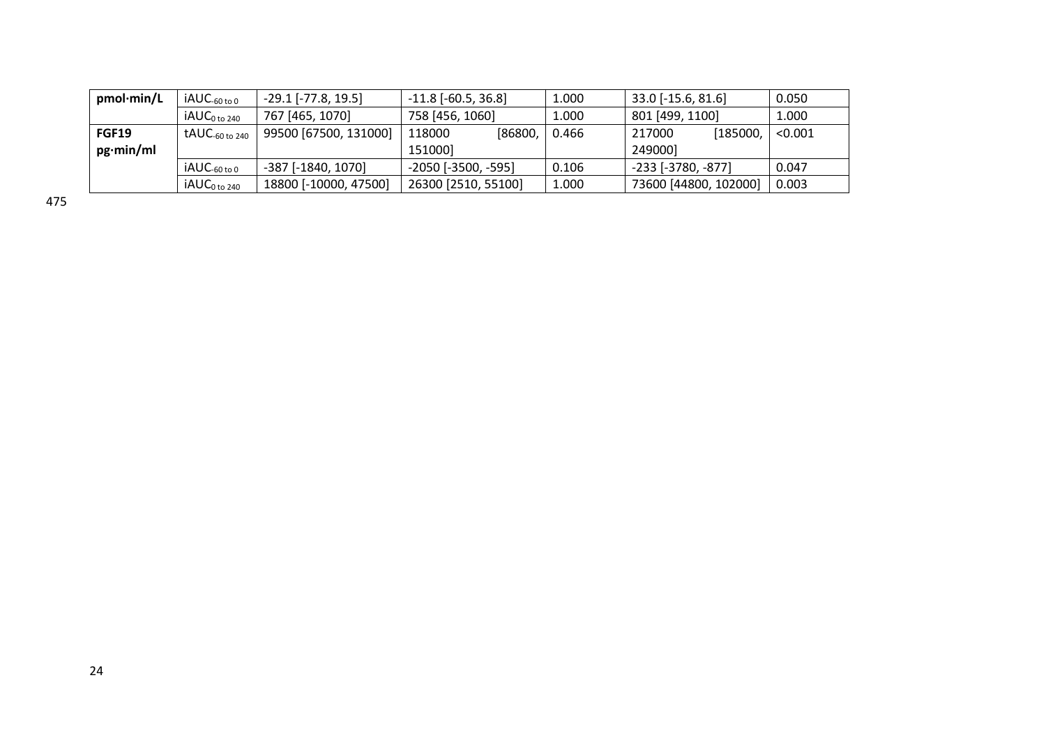| | | | | | | |
|---|---|---|---|---|---|---|
| **pmol·min/L** | $iAUC_{-60\ to\ 0}$ | -29.1 [-77.8, 19.5] | -11.8 [-60.5, 36.8] | 1.000 | 33.0 [-15.6, 81.6] | 0.050 |
| | $iAUC_{0\ to\ 240}$ | 767 [465, 1070] | 758 [456, 1060] | 1.000 | 801 [499, 1100] | 1.000 |
| **FGF19 pg·min/ml** | $tAUC_{-60\ to\ 240}$ | 99500 [67500, 131000] | 118000 [86800, 151000] | 0.466 | 217000 [185000, 249000] | <0.001 |
| | $iAUC_{-60\ to\ 0}$ | -387 [-1840, 1070] | -2050 [-3500, -595] | 0.106 | -233 [-3780, -877] | 0.047 |
| | $iAUC_{0\ to\ 240}$ | 18800 [-10000, 47500] | 26300 [2510, 55100] | 1.000 | 73600 [44800, 102000] | 0.003 |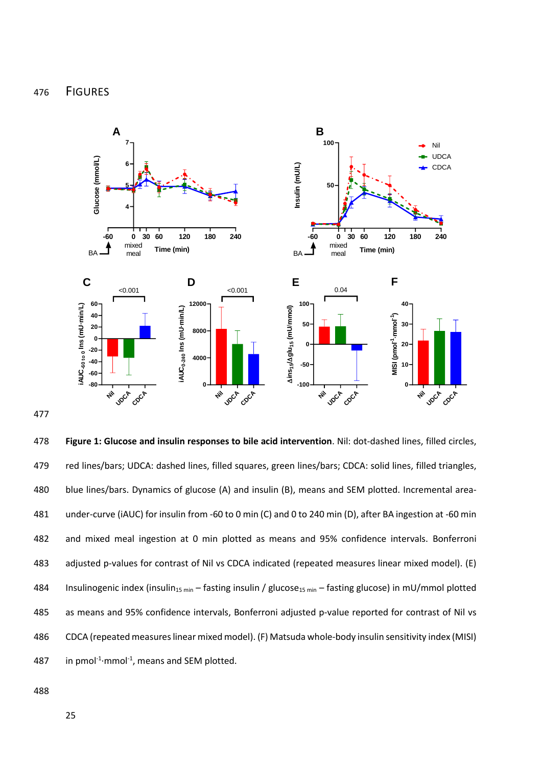# FIGURES

**Figure 1: Glucose and insulin responses to bile acid intervention**. Nil: dot-dashed lines, filled circles, red lines/bars; UDCA: dashed lines, filled squares, green lines/bars; CDCA: solid lines, filled triangles, blue lines/bars. Dynamics of glucose (A) and insulin (B), means and SEM plotted. Incremental area-under-curve (iAUC) for insulin from -60 to 0 min (C) and 0 to 240 min (D), after BA ingestion at -60 min and mixed meal ingestion at 0 min plotted as means and 95% confidence intervals. Bonferroni adjusted p-values for contrast of Nil vs CDCA indicated (repeated measures linear mixed model). (E) Insulinogenic index (insulin$_{15\ min}$ – fasting insulin / glucose$_{15\ min}$ – fasting glucose) in mU/mmol plotted as means and 95% confidence intervals, Bonferroni adjusted p-value reported for contrast of Nil vs CDCA (repeated measures linear mixed model). (F) Matsuda whole-body insulin sensitivity index (MISI) in $pmol^{-1}\cdot mmol^{-1}$, means and SEM plotted.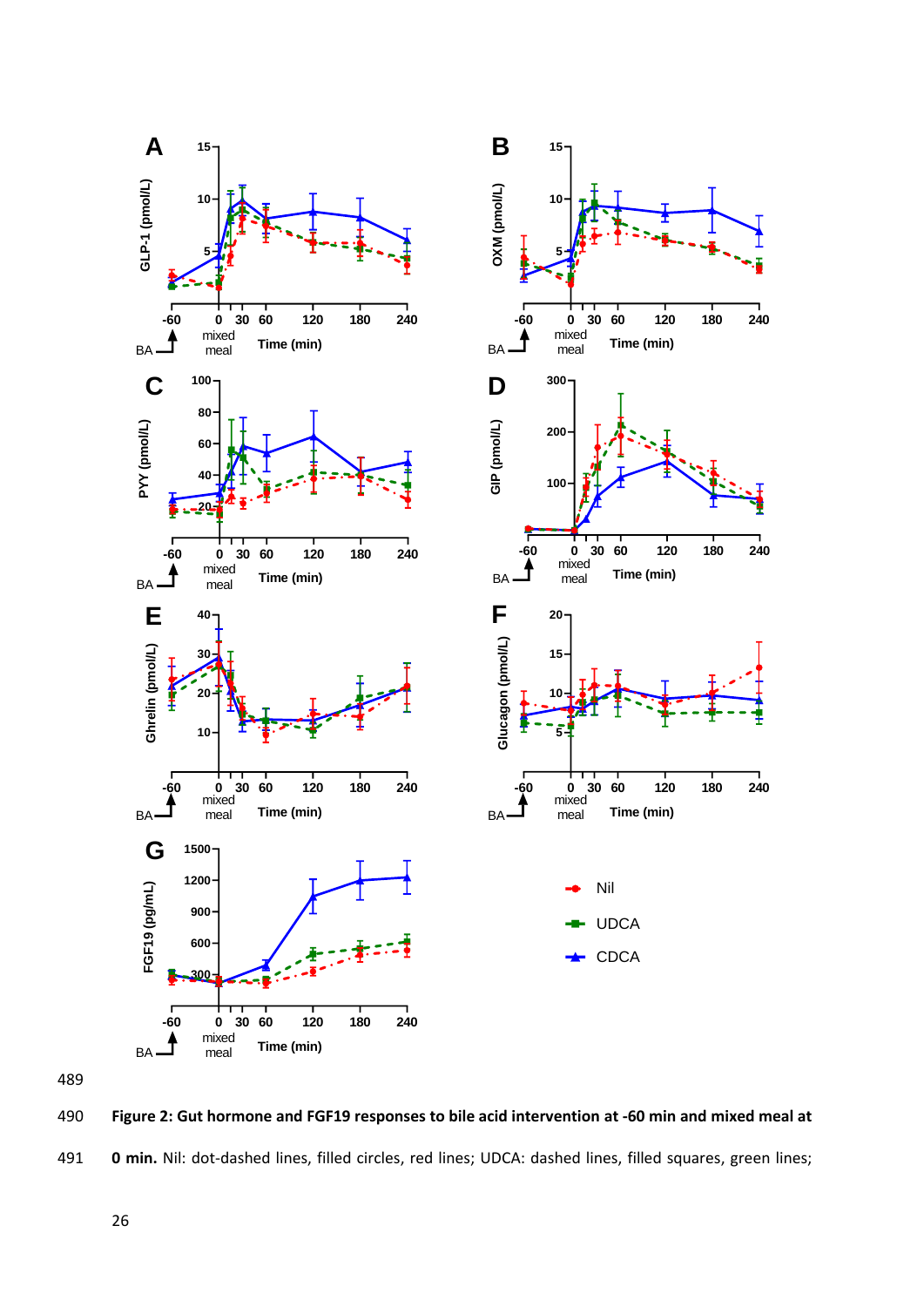Figure 2: Gut hormone and FGF19 responses to bile acid intervention at -60 min and mixed meal at 0 min. Nil: dot-dashed lines, filled circles, red lines; UDCA: dashed lines, filled squares, green lines;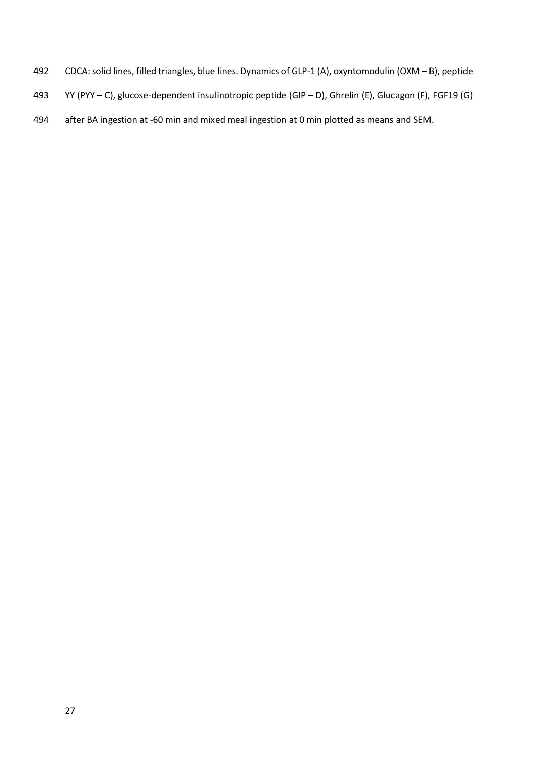CDCA: solid lines, filled triangles, blue lines. Dynamics of GLP-1 (A), oxyntomodulin (OXM – B), peptide YY (PYY – C), glucose-dependent insulinotropic peptide (GIP – D), Ghrelin (E), Glucagon (F), FGF19 (G) after BA ingestion at -60 min and mixed meal ingestion at 0 min plotted as means and SEM.